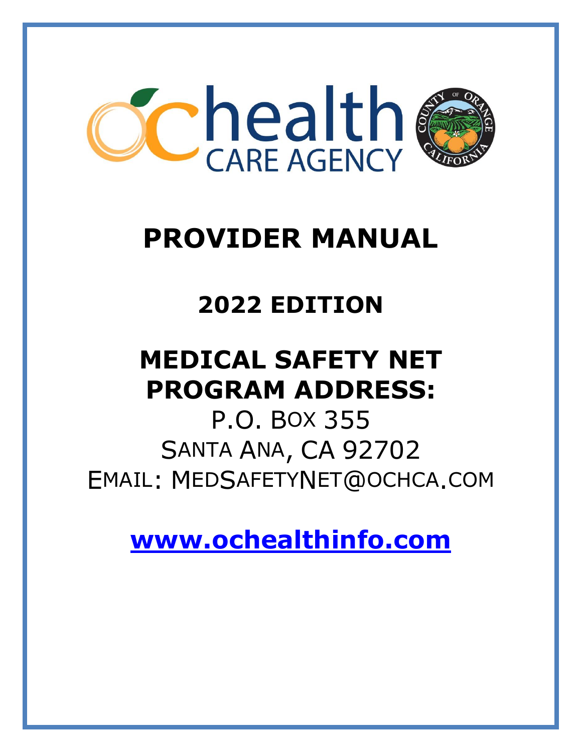# PROVIDER MANUAL

## 2022 EDITION

## MEDICAL SAFETY NET PROGRAM ADDRESS:

P.O. BOX 355
SANTA ANA, CA 92702
EMAIL: MEDSAFETYNET@OCHCA.COM

**www.ochealthinfo.com**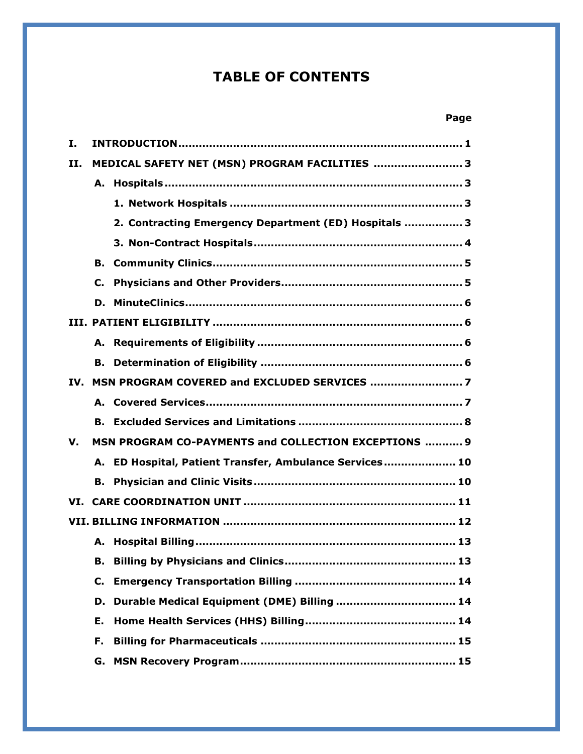# TABLE OF CONTENTS

| | Page |
|---|---|
| **I. INTRODUCTION** | **1** |
| **II. MEDICAL SAFETY NET (MSN) PROGRAM FACILITIES** | **3** |
| **A. Hospitals** | **3** |
| **1. Network Hospitals** | **3** |
| **2. Contracting Emergency Department (ED) Hospitals** | **3** |
| **3. Non-Contract Hospitals** | **4** |
| **B. Community Clinics** | **5** |
| **C. Physicians and Other Providers** | **5** |
| **D. MinuteClinics** | **6** |
| **III. PATIENT ELIGIBILITY** | **6** |
| **A. Requirements of Eligibility** | **6** |
| **B. Determination of Eligibility** | **6** |
| **IV. MSN PROGRAM COVERED and EXCLUDED SERVICES** | **7** |
| **A. Covered Services** | **7** |
| **B. Excluded Services and Limitations** | **8** |
| **V. MSN PROGRAM CO-PAYMENTS and COLLECTION EXCEPTIONS** | **9** |
| **A. ED Hospital, Patient Transfer, Ambulance Services** | **10** |
| **B. Physician and Clinic Visits** | **10** |
| **VI. CARE COORDINATION UNIT** | **11** |
| **VII. BILLING INFORMATION** | **12** |
| **A. Hospital Billing** | **13** |
| **B. Billing by Physicians and Clinics** | **13** |
| **C. Emergency Transportation Billing** | **14** |
| **D. Durable Medical Equipment (DME) Billing** | **14** |
| **E. Home Health Services (HHS) Billing** | **14** |
| **F. Billing for Pharmaceuticals** | **15** |
| **G. MSN Recovery Program** | **15** |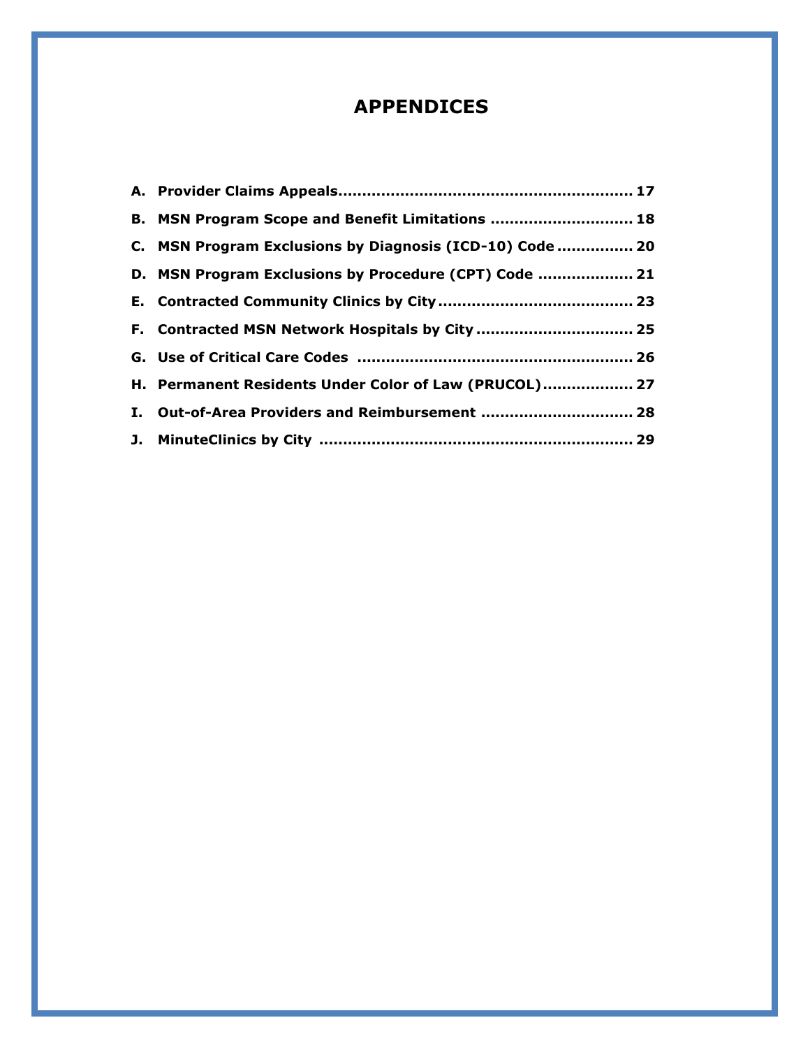# APPENDICES

**A. Provider Claims Appeals ............................................................ 17**

**B. MSN Program Scope and Benefit Limitations ............................. 18**

**C. MSN Program Exclusions by Diagnosis (ICD-10) Code ................ 20**

**D. MSN Program Exclusions by Procedure (CPT) Code .................... 21**

**E. Contracted Community Clinics by City ......................................... 23**

**F. Contracted MSN Network Hospitals by City ................................. 25**

**G. Use of Critical Care Codes ......................................................... 26**

**H. Permanent Residents Under Color of Law (PRUCOL) ................... 27**

**I. Out-of-Area Providers and Reimbursement ................................ 28**

**J. MinuteClinics by City .................................................................. 29**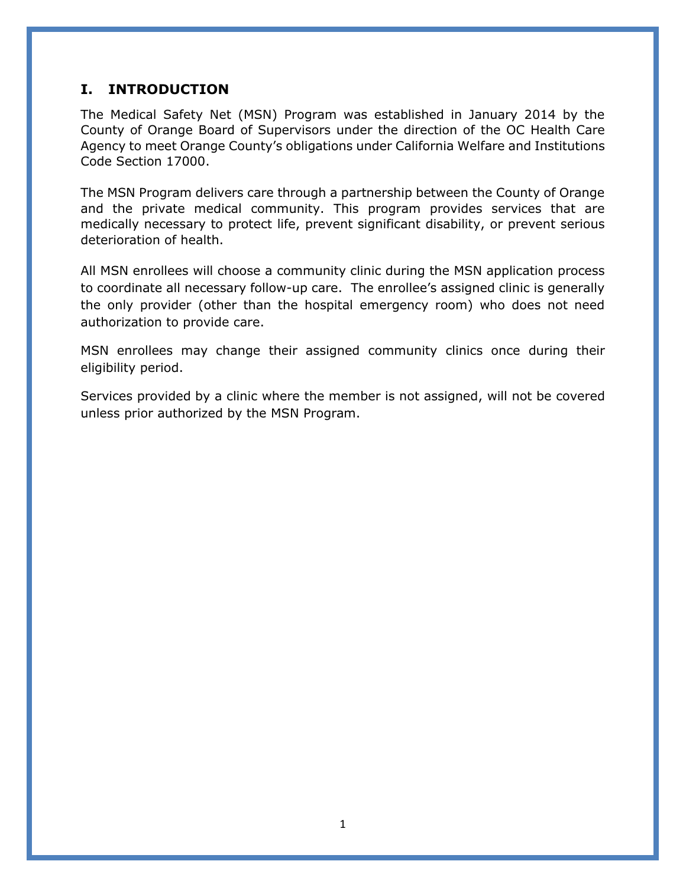## I. INTRODUCTION

The Medical Safety Net (MSN) Program was established in January 2014 by the County of Orange Board of Supervisors under the direction of the OC Health Care Agency to meet Orange County's obligations under California Welfare and Institutions Code Section 17000.

The MSN Program delivers care through a partnership between the County of Orange and the private medical community. This program provides services that are medically necessary to protect life, prevent significant disability, or prevent serious deterioration of health.

All MSN enrollees will choose a community clinic during the MSN application process to coordinate all necessary follow-up care. The enrollee's assigned clinic is generally the only provider (other than the hospital emergency room) who does not need authorization to provide care.

MSN enrollees may change their assigned community clinics once during their eligibility period.

Services provided by a clinic where the member is not assigned, will not be covered unless prior authorized by the MSN Program.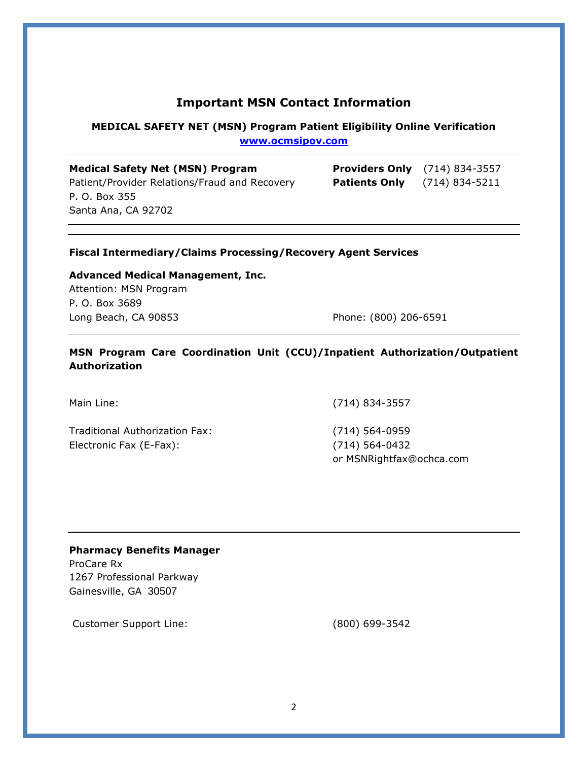# Important MSN Contact Information

**MEDICAL SAFETY NET (MSN) Program Patient Eligibility Online Verification**
**[www.ocmsipov.com](http://www.ocmsipov.com)**

---

**Medical Safety Net (MSN) Program**
Patient/Provider Relations/Fraud and Recovery
P. O. Box 355
Santa Ana, CA 92702

**Providers Only** (714) 834-3557
**Patients Only** (714) 834-5211

---

**Fiscal Intermediary/Claims Processing/Recovery Agent Services**

**Advanced Medical Management, Inc.**
Attention: MSN Program
P. O. Box 3689
Long Beach, CA 90853

Phone: (800) 206-6591

---

**MSN Program Care Coordination Unit (CCU)/Inpatient Authorization/Outpatient Authorization**

Main Line: (714) 834-3557

Traditional Authorization Fax: (714) 564-0959
Electronic Fax (E-Fax): (714) 564-0432 or MSNRightfax@ochca.com

---

**Pharmacy Benefits Manager**
ProCare Rx
1267 Professional Parkway
Gainesville, GA 30507

Customer Support Line: (800) 699-3542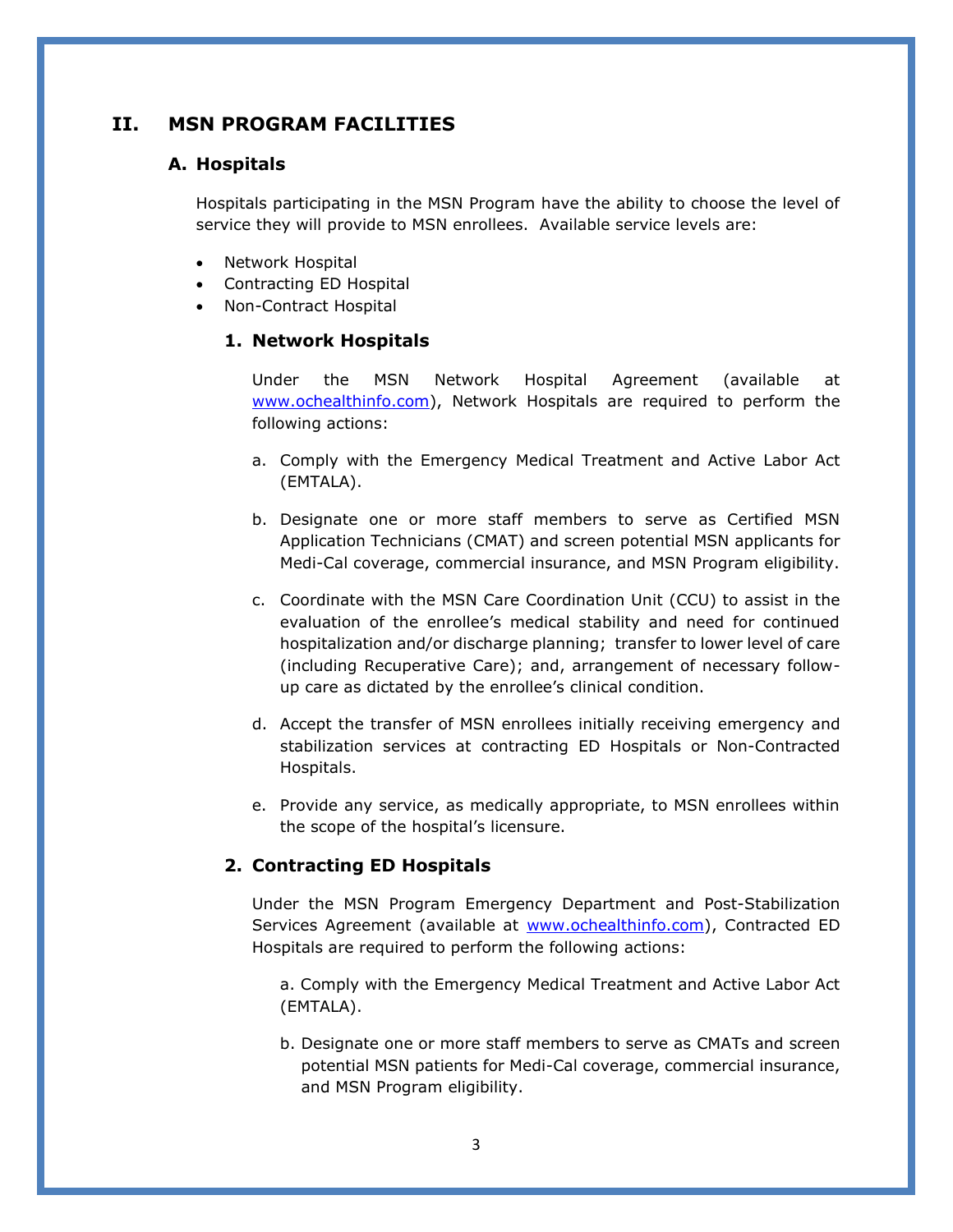# II. MSN PROGRAM FACILITIES

## A. Hospitals

Hospitals participating in the MSN Program have the ability to choose the level of service they will provide to MSN enrollees. Available service levels are:

- Network Hospital
- Contracting ED Hospital
- Non-Contract Hospital

### 1. Network Hospitals

Under the MSN Network Hospital Agreement (available at www.ochealthinfo.com), Network Hospitals are required to perform the following actions:

a. Comply with the Emergency Medical Treatment and Active Labor Act (EMTALA).

b. Designate one or more staff members to serve as Certified MSN Application Technicians (CMAT) and screen potential MSN applicants for Medi-Cal coverage, commercial insurance, and MSN Program eligibility.

c. Coordinate with the MSN Care Coordination Unit (CCU) to assist in the evaluation of the enrollee's medical stability and need for continued hospitalization and/or discharge planning; transfer to lower level of care (including Recuperative Care); and, arrangement of necessary follow-up care as dictated by the enrollee's clinical condition.

d. Accept the transfer of MSN enrollees initially receiving emergency and stabilization services at contracting ED Hospitals or Non-Contracted Hospitals.

e. Provide any service, as medically appropriate, to MSN enrollees within the scope of the hospital's licensure.

### 2. Contracting ED Hospitals

Under the MSN Program Emergency Department and Post-Stabilization Services Agreement (available at www.ochealthinfo.com), Contracted ED Hospitals are required to perform the following actions:

a. Comply with the Emergency Medical Treatment and Active Labor Act (EMTALA).

b. Designate one or more staff members to serve as CMATs and screen potential MSN patients for Medi-Cal coverage, commercial insurance, and MSN Program eligibility.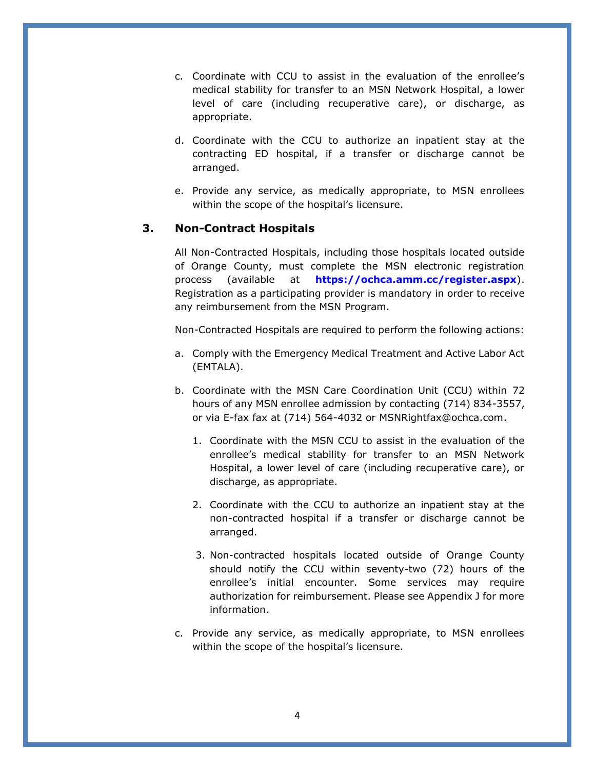c. Coordinate with CCU to assist in the evaluation of the enrollee's medical stability for transfer to an MSN Network Hospital, a lower level of care (including recuperative care), or discharge, as appropriate.

d. Coordinate with the CCU to authorize an inpatient stay at the contracting ED hospital, if a transfer or discharge cannot be arranged.

e. Provide any service, as medically appropriate, to MSN enrollees within the scope of the hospital's licensure.

### 3. Non-Contract Hospitals

All Non-Contracted Hospitals, including those hospitals located outside of Orange County, must complete the MSN electronic registration process (available at **https://ochca.amm.cc/register.aspx**). Registration as a participating provider is mandatory in order to receive any reimbursement from the MSN Program.

Non-Contracted Hospitals are required to perform the following actions:

a. Comply with the Emergency Medical Treatment and Active Labor Act (EMTALA).

b. Coordinate with the MSN Care Coordination Unit (CCU) within 72 hours of any MSN enrollee admission by contacting (714) 834-3557, or via E-fax fax at (714) 564-4032 or MSNRightfax@ochca.com.

   1. Coordinate with the MSN CCU to assist in the evaluation of the enrollee's medical stability for transfer to an MSN Network Hospital, a lower level of care (including recuperative care), or discharge, as appropriate.

   2. Coordinate with the CCU to authorize an inpatient stay at the non-contracted hospital if a transfer or discharge cannot be arranged.

   3. Non-contracted hospitals located outside of Orange County should notify the CCU within seventy-two (72) hours of the enrollee's initial encounter. Some services may require authorization for reimbursement. Please see Appendix J for more information.

c. Provide any service, as medically appropriate, to MSN enrollees within the scope of the hospital's licensure.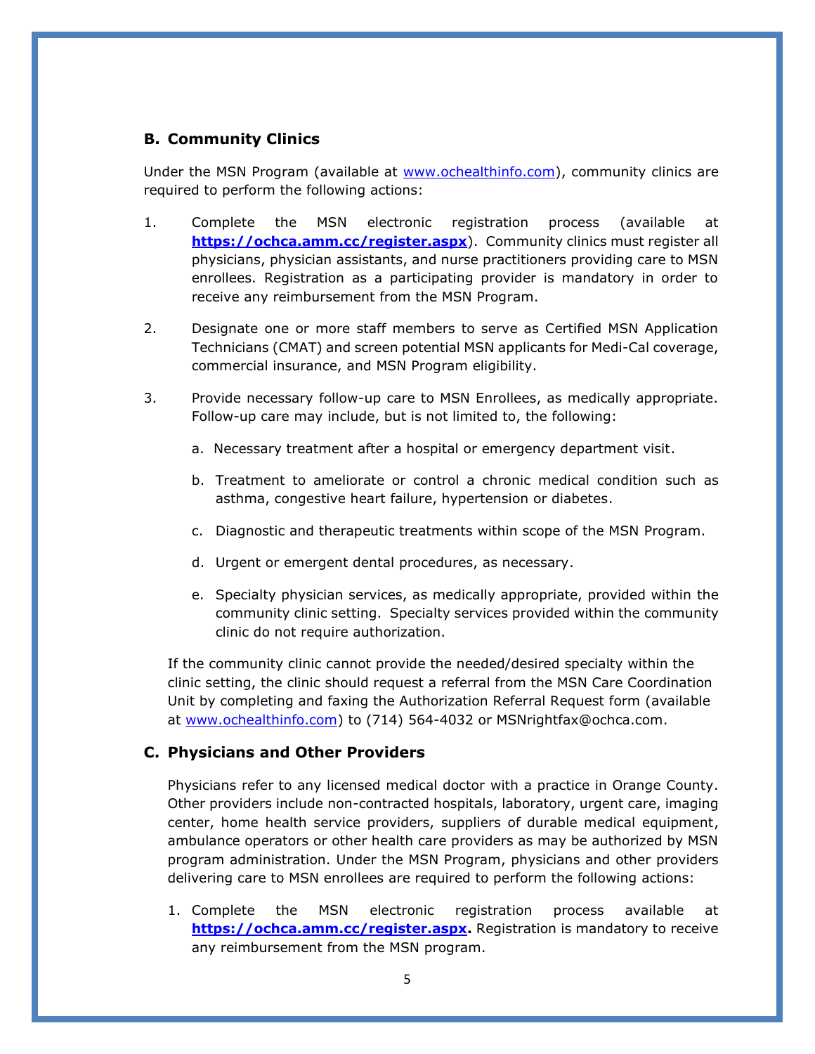## B. Community Clinics

Under the MSN Program (available at www.ochealthinfo.com), community clinics are required to perform the following actions:

1. Complete the MSN electronic registration process (available at **https://ochca.amm.cc/register.aspx**). Community clinics must register all physicians, physician assistants, and nurse practitioners providing care to MSN enrollees. Registration as a participating provider is mandatory in order to receive any reimbursement from the MSN Program.

2. Designate one or more staff members to serve as Certified MSN Application Technicians (CMAT) and screen potential MSN applicants for Medi-Cal coverage, commercial insurance, and MSN Program eligibility.

3. Provide necessary follow-up care to MSN Enrollees, as medically appropriate. Follow-up care may include, but is not limited to, the following:

   a. Necessary treatment after a hospital or emergency department visit.

   b. Treatment to ameliorate or control a chronic medical condition such as asthma, congestive heart failure, hypertension or diabetes.

   c. Diagnostic and therapeutic treatments within scope of the MSN Program.

   d. Urgent or emergent dental procedures, as necessary.

   e. Specialty physician services, as medically appropriate, provided within the community clinic setting. Specialty services provided within the community clinic do not require authorization.

If the community clinic cannot provide the needed/desired specialty within the clinic setting, the clinic should request a referral from the MSN Care Coordination Unit by completing and faxing the Authorization Referral Request form (available at www.ochealthinfo.com) to (714) 564-4032 or MSNrightfax@ochca.com.

## C. Physicians and Other Providers

Physicians refer to any licensed medical doctor with a practice in Orange County. Other providers include non-contracted hospitals, laboratory, urgent care, imaging center, home health service providers, suppliers of durable medical equipment, ambulance operators or other health care providers as may be authorized by MSN program administration. Under the MSN Program, physicians and other providers delivering care to MSN enrollees are required to perform the following actions:

1. Complete the MSN electronic registration process available at **https://ochca.amm.cc/register.aspx.** Registration is mandatory to receive any reimbursement from the MSN program.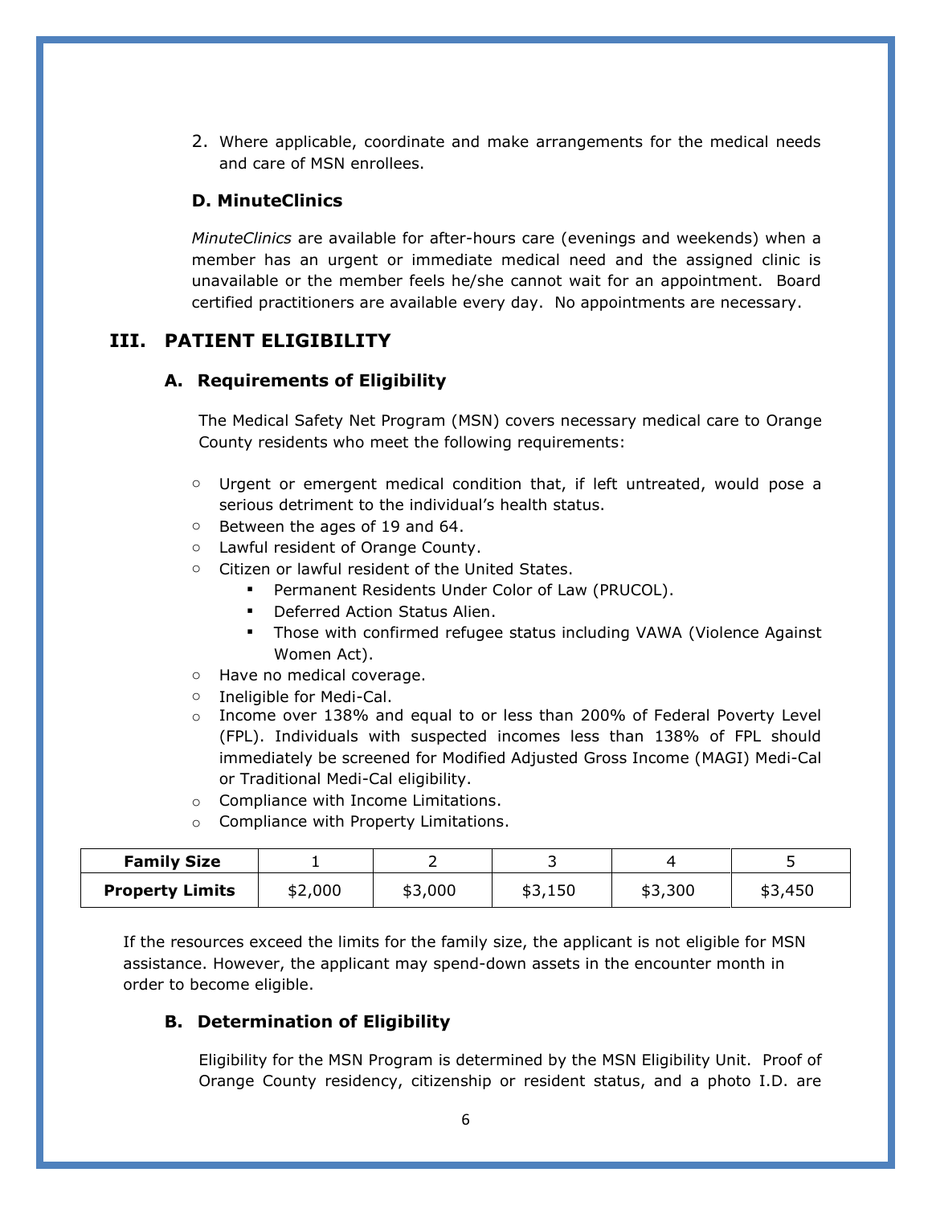2. Where applicable, coordinate and make arrangements for the medical needs and care of MSN enrollees.

### D. MinuteClinics

*MinuteClinics* are available for after-hours care (evenings and weekends) when a member has an urgent or immediate medical need and the assigned clinic is unavailable or the member feels he/she cannot wait for an appointment. Board certified practitioners are available every day. No appointments are necessary.

## III. PATIENT ELIGIBILITY

### A. Requirements of Eligibility

The Medical Safety Net Program (MSN) covers necessary medical care to Orange County residents who meet the following requirements:

- Urgent or emergent medical condition that, if left untreated, would pose a serious detriment to the individual's health status.
- Between the ages of 19 and 64.
- Lawful resident of Orange County.
- Citizen or lawful resident of the United States.
  - Permanent Residents Under Color of Law (PRUCOL).
  - Deferred Action Status Alien.
  - Those with confirmed refugee status including VAWA (Violence Against Women Act).
- Have no medical coverage.
- Ineligible for Medi-Cal.
- Income over 138% and equal to or less than 200% of Federal Poverty Level (FPL). Individuals with suspected incomes less than 138% of FPL should immediately be screened for Modified Adjusted Gross Income (MAGI) Medi-Cal or Traditional Medi-Cal eligibility.
- Compliance with Income Limitations.
- Compliance with Property Limitations.

| Family Size | 1 | 2 | 3 | 4 | 5 |
|---|---|---|---|---|---|
| **Property Limits** | $2,000 | $3,000 | $3,150 | $3,300 | $3,450 |

If the resources exceed the limits for the family size, the applicant is not eligible for MSN assistance. However, the applicant may spend-down assets in the encounter month in order to become eligible.

### B. Determination of Eligibility

Eligibility for the MSN Program is determined by the MSN Eligibility Unit. Proof of Orange County residency, citizenship or resident status, and a photo I.D. are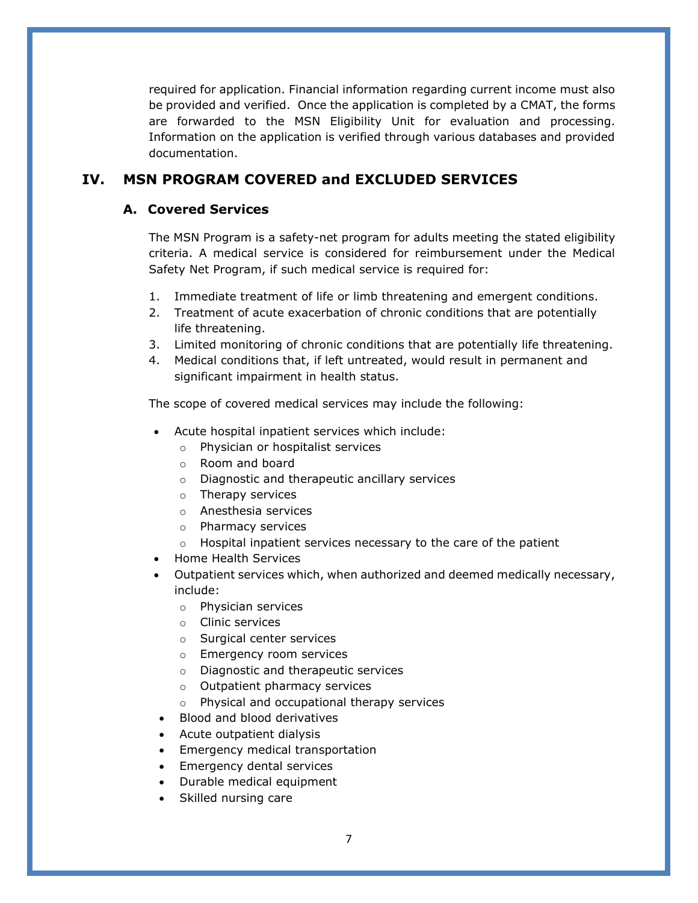required for application. Financial information regarding current income must also be provided and verified. Once the application is completed by a CMAT, the forms are forwarded to the MSN Eligibility Unit for evaluation and processing. Information on the application is verified through various databases and provided documentation.

## IV. MSN PROGRAM COVERED and EXCLUDED SERVICES

### A. Covered Services

The MSN Program is a safety-net program for adults meeting the stated eligibility criteria. A medical service is considered for reimbursement under the Medical Safety Net Program, if such medical service is required for:

1. Immediate treatment of life or limb threatening and emergent conditions.
2. Treatment of acute exacerbation of chronic conditions that are potentially life threatening.
3. Limited monitoring of chronic conditions that are potentially life threatening.
4. Medical conditions that, if left untreated, would result in permanent and significant impairment in health status.

The scope of covered medical services may include the following:

- Acute hospital inpatient services which include:
  - Physician or hospitalist services
  - Room and board
  - Diagnostic and therapeutic ancillary services
  - Therapy services
  - Anesthesia services
  - Pharmacy services
  - Hospital inpatient services necessary to the care of the patient
- Home Health Services
- Outpatient services which, when authorized and deemed medically necessary, include:
  - Physician services
  - Clinic services
  - Surgical center services
  - Emergency room services
  - Diagnostic and therapeutic services
  - Outpatient pharmacy services
  - Physical and occupational therapy services
- Blood and blood derivatives
- Acute outpatient dialysis
- Emergency medical transportation
- Emergency dental services
- Durable medical equipment
- Skilled nursing care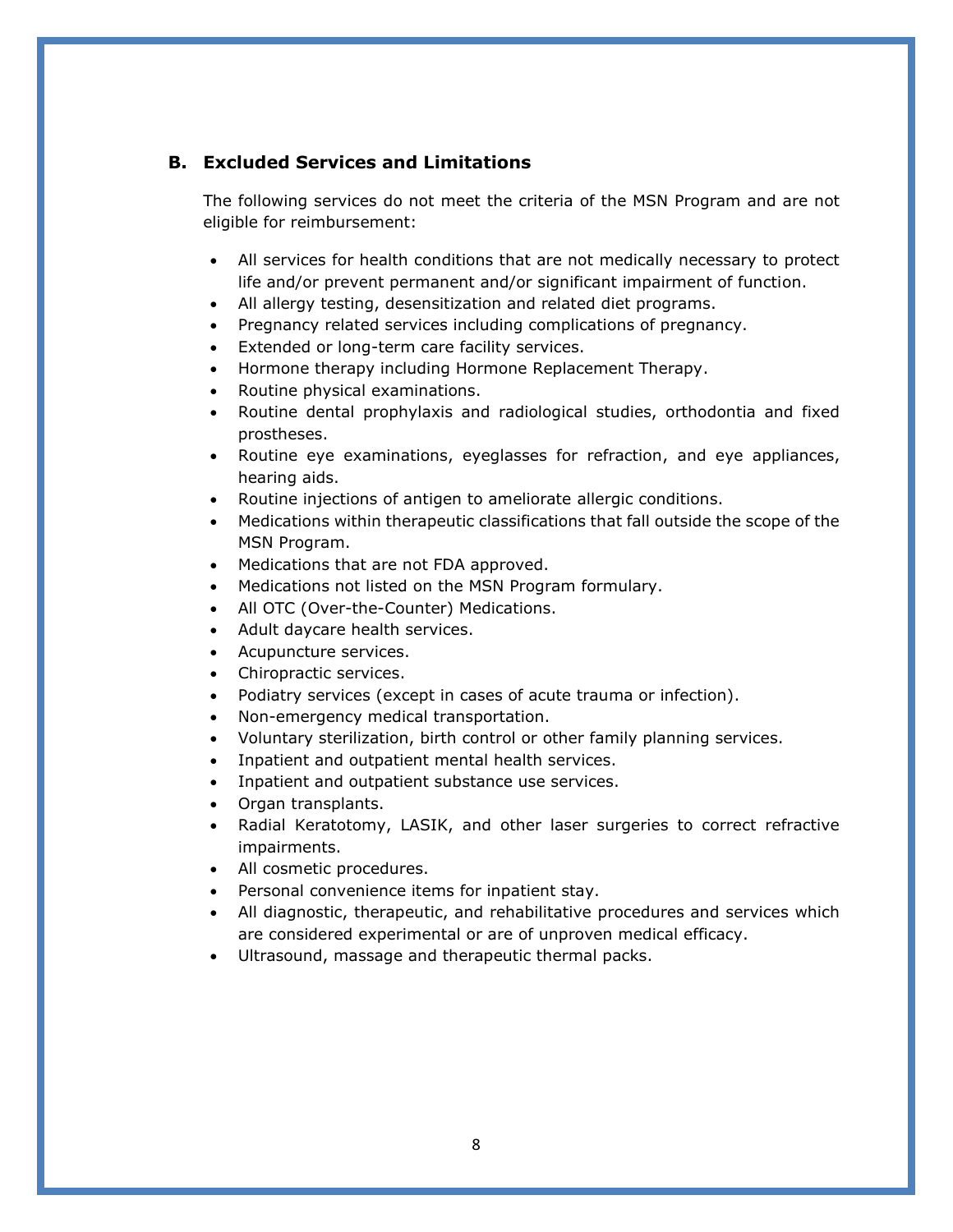## B. Excluded Services and Limitations

The following services do not meet the criteria of the MSN Program and are not eligible for reimbursement:

- All services for health conditions that are not medically necessary to protect life and/or prevent permanent and/or significant impairment of function.
- All allergy testing, desensitization and related diet programs.
- Pregnancy related services including complications of pregnancy.
- Extended or long-term care facility services.
- Hormone therapy including Hormone Replacement Therapy.
- Routine physical examinations.
- Routine dental prophylaxis and radiological studies, orthodontia and fixed prostheses.
- Routine eye examinations, eyeglasses for refraction, and eye appliances, hearing aids.
- Routine injections of antigen to ameliorate allergic conditions.
- Medications within therapeutic classifications that fall outside the scope of the MSN Program.
- Medications that are not FDA approved.
- Medications not listed on the MSN Program formulary.
- All OTC (Over-the-Counter) Medications.
- Adult daycare health services.
- Acupuncture services.
- Chiropractic services.
- Podiatry services (except in cases of acute trauma or infection).
- Non-emergency medical transportation.
- Voluntary sterilization, birth control or other family planning services.
- Inpatient and outpatient mental health services.
- Inpatient and outpatient substance use services.
- Organ transplants.
- Radial Keratotomy, LASIK, and other laser surgeries to correct refractive impairments.
- All cosmetic procedures.
- Personal convenience items for inpatient stay.
- All diagnostic, therapeutic, and rehabilitative procedures and services which are considered experimental or are of unproven medical efficacy.
- Ultrasound, massage and therapeutic thermal packs.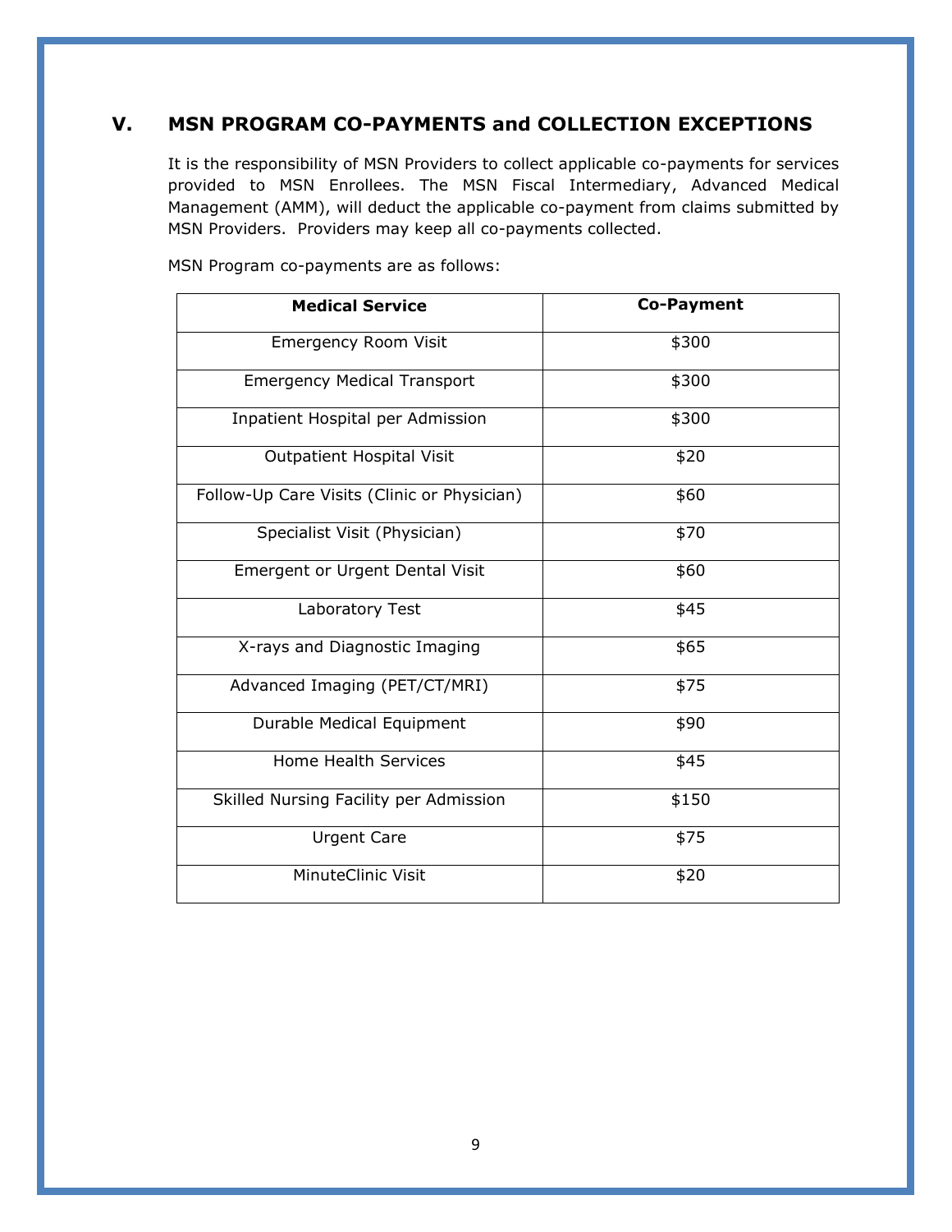## V. MSN PROGRAM CO-PAYMENTS and COLLECTION EXCEPTIONS

It is the responsibility of MSN Providers to collect applicable co-payments for services provided to MSN Enrollees. The MSN Fiscal Intermediary, Advanced Medical Management (AMM), will deduct the applicable co-payment from claims submitted by MSN Providers. Providers may keep all co-payments collected.

MSN Program co-payments are as follows:

| Medical Service | Co-Payment |
|---|---|
| Emergency Room Visit | $300 |
| Emergency Medical Transport | $300 |
| Inpatient Hospital per Admission | $300 |
| Outpatient Hospital Visit | $20 |
| Follow-Up Care Visits (Clinic or Physician) | $60 |
| Specialist Visit (Physician) | $70 |
| Emergent or Urgent Dental Visit | $60 |
| Laboratory Test | $45 |
| X-rays and Diagnostic Imaging | $65 |
| Advanced Imaging (PET/CT/MRI) | $75 |
| Durable Medical Equipment | $90 |
| Home Health Services | $45 |
| Skilled Nursing Facility per Admission | $150 |
| Urgent Care | $75 |
| MinuteClinic Visit | $20 |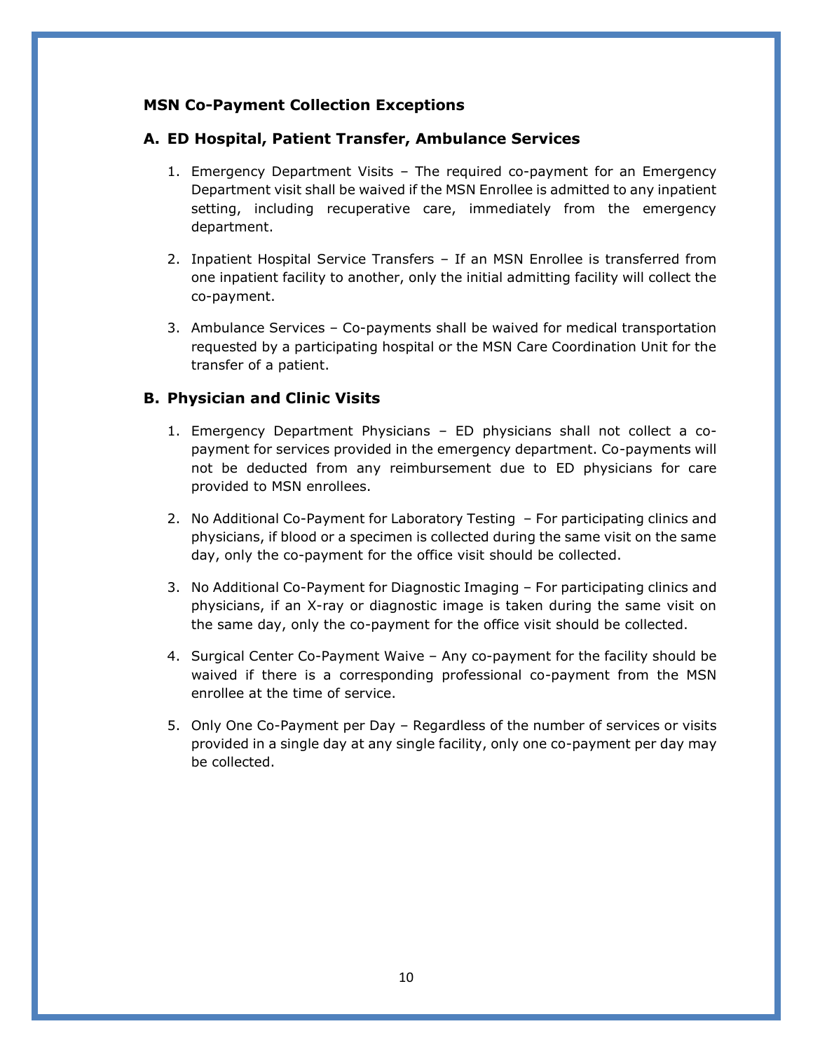## MSN Co-Payment Collection Exceptions

### A. ED Hospital, Patient Transfer, Ambulance Services

1. Emergency Department Visits – The required co-payment for an Emergency Department visit shall be waived if the MSN Enrollee is admitted to any inpatient setting, including recuperative care, immediately from the emergency department.

2. Inpatient Hospital Service Transfers – If an MSN Enrollee is transferred from one inpatient facility to another, only the initial admitting facility will collect the co-payment.

3. Ambulance Services – Co-payments shall be waived for medical transportation requested by a participating hospital or the MSN Care Coordination Unit for the transfer of a patient.

### B. Physician and Clinic Visits

1. Emergency Department Physicians – ED physicians shall not collect a co-payment for services provided in the emergency department. Co-payments will not be deducted from any reimbursement due to ED physicians for care provided to MSN enrollees.

2. No Additional Co-Payment for Laboratory Testing – For participating clinics and physicians, if blood or a specimen is collected during the same visit on the same day, only the co-payment for the office visit should be collected.

3. No Additional Co-Payment for Diagnostic Imaging – For participating clinics and physicians, if an X-ray or diagnostic image is taken during the same visit on the same day, only the co-payment for the office visit should be collected.

4. Surgical Center Co-Payment Waive – Any co-payment for the facility should be waived if there is a corresponding professional co-payment from the MSN enrollee at the time of service.

5. Only One Co-Payment per Day – Regardless of the number of services or visits provided in a single day at any single facility, only one co-payment per day may be collected.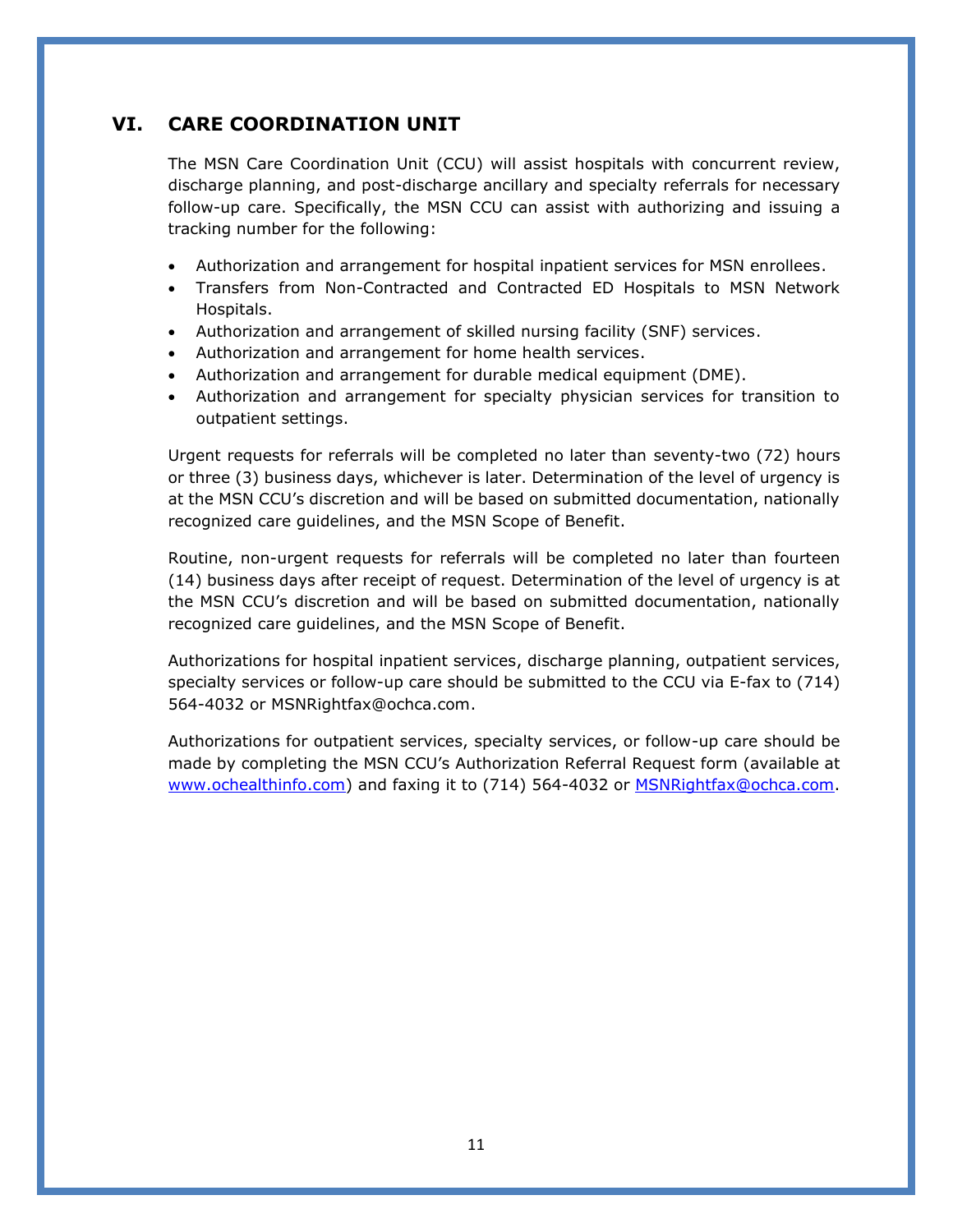## VI. CARE COORDINATION UNIT

The MSN Care Coordination Unit (CCU) will assist hospitals with concurrent review, discharge planning, and post-discharge ancillary and specialty referrals for necessary follow-up care. Specifically, the MSN CCU can assist with authorizing and issuing a tracking number for the following:

- Authorization and arrangement for hospital inpatient services for MSN enrollees.
- Transfers from Non-Contracted and Contracted ED Hospitals to MSN Network Hospitals.
- Authorization and arrangement of skilled nursing facility (SNF) services.
- Authorization and arrangement for home health services.
- Authorization and arrangement for durable medical equipment (DME).
- Authorization and arrangement for specialty physician services for transition to outpatient settings.

Urgent requests for referrals will be completed no later than seventy-two (72) hours or three (3) business days, whichever is later. Determination of the level of urgency is at the MSN CCU's discretion and will be based on submitted documentation, nationally recognized care guidelines, and the MSN Scope of Benefit.

Routine, non-urgent requests for referrals will be completed no later than fourteen (14) business days after receipt of request. Determination of the level of urgency is at the MSN CCU's discretion and will be based on submitted documentation, nationally recognized care guidelines, and the MSN Scope of Benefit.

Authorizations for hospital inpatient services, discharge planning, outpatient services, specialty services or follow-up care should be submitted to the CCU via E-fax to (714) 564-4032 or MSNRightfax@ochca.com.

Authorizations for outpatient services, specialty services, or follow-up care should be made by completing the MSN CCU's Authorization Referral Request form (available at www.ochealthinfo.com) and faxing it to (714) 564-4032 or MSNRightfax@ochca.com.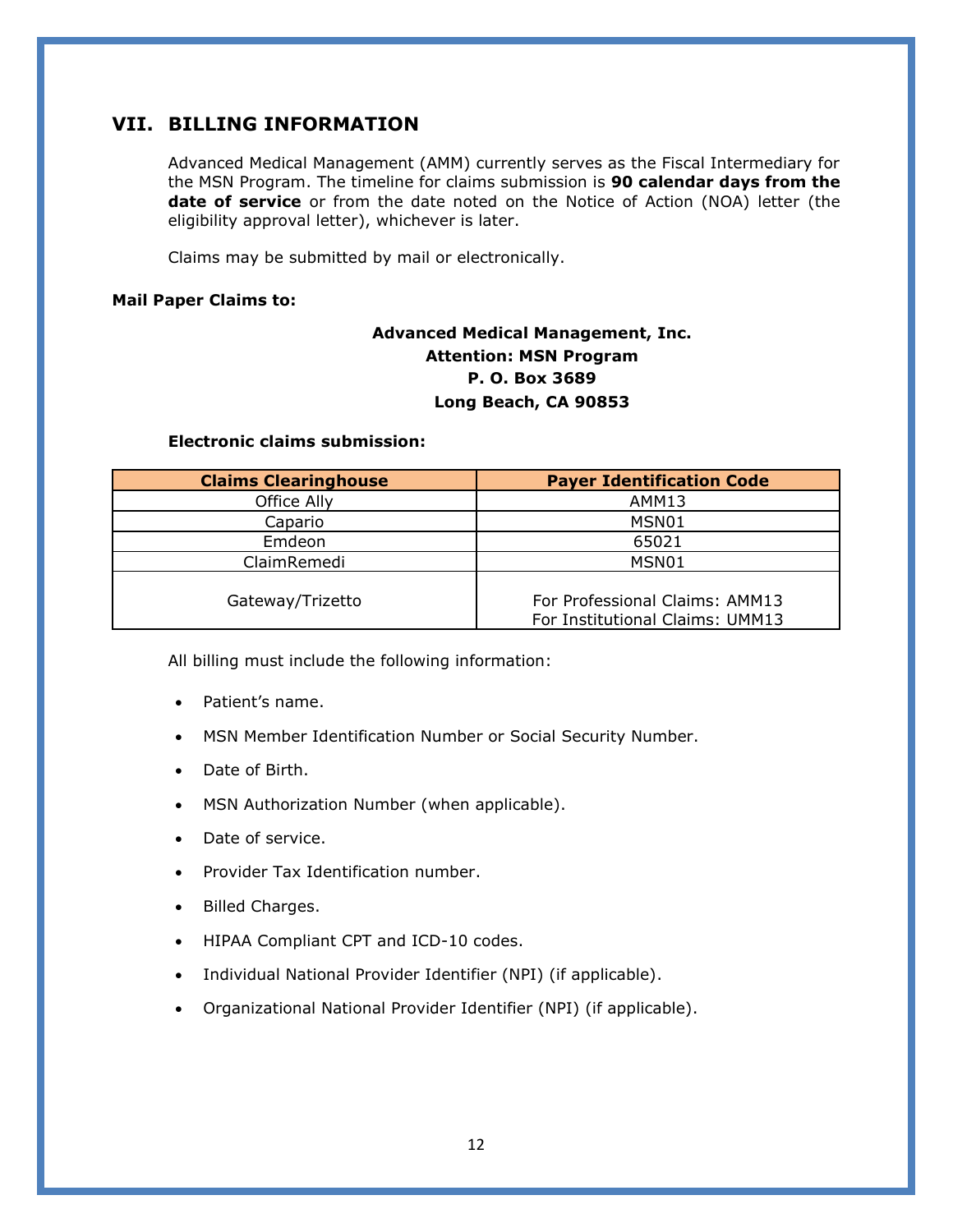## VII. BILLING INFORMATION

Advanced Medical Management (AMM) currently serves as the Fiscal Intermediary for the MSN Program. The timeline for claims submission is **90 calendar days from the date of service** or from the date noted on the Notice of Action (NOA) letter (the eligibility approval letter), whichever is later.

Claims may be submitted by mail or electronically.

**Mail Paper Claims to:**

**Advanced Medical Management, Inc.**
**Attention: MSN Program**
**P. O. Box 3689**
**Long Beach, CA 90853**

**Electronic claims submission:**

| Claims Clearinghouse | Payer Identification Code |
|---|---|
| Office Ally | AMM13 |
| Capario | MSN01 |
| Emdeon | 65021 |
| ClaimRemedi | MSN01 |
| Gateway/Trizetto | For Professional Claims: AMM13<br>For Institutional Claims: UMM13 |

All billing must include the following information:

- Patient's name.
- MSN Member Identification Number or Social Security Number.
- Date of Birth.
- MSN Authorization Number (when applicable).
- Date of service.
- Provider Tax Identification number.
- Billed Charges.
- HIPAA Compliant CPT and ICD-10 codes.
- Individual National Provider Identifier (NPI) (if applicable).
- Organizational National Provider Identifier (NPI) (if applicable).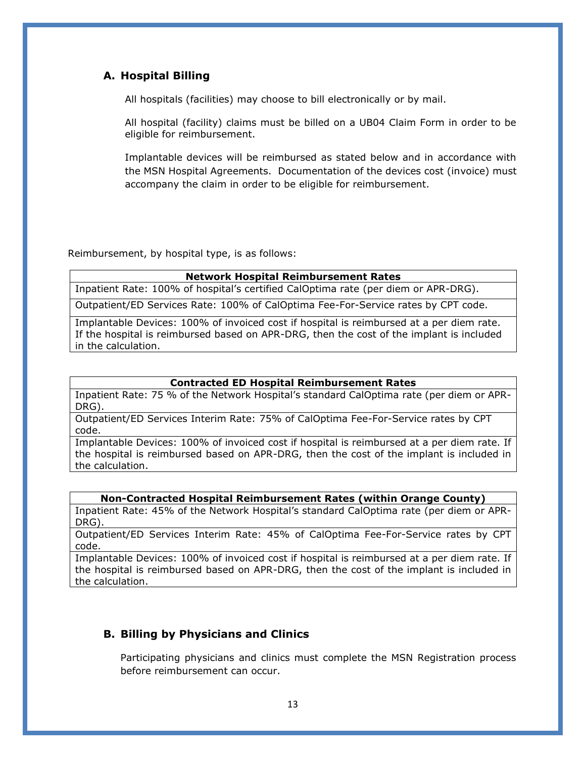## A. Hospital Billing

All hospitals (facilities) may choose to bill electronically or by mail.

All hospital (facility) claims must be billed on a UB04 Claim Form in order to be eligible for reimbursement.

Implantable devices will be reimbursed as stated below and in accordance with the MSN Hospital Agreements. Documentation of the devices cost (invoice) must accompany the claim in order to be eligible for reimbursement.

Reimbursement, by hospital type, is as follows:

| **Network Hospital Reimbursement Rates** |
|---|
| Inpatient Rate: 100% of hospital's certified CalOptima rate (per diem or APR-DRG). |
| Outpatient/ED Services Rate: 100% of CalOptima Fee-For-Service rates by CPT code. |
| Implantable Devices: 100% of invoiced cost if hospital is reimbursed at a per diem rate. If the hospital is reimbursed based on APR-DRG, then the cost of the implant is included in the calculation. |

| **Contracted ED Hospital Reimbursement Rates** |
|---|
| Inpatient Rate: 75 % of the Network Hospital's standard CalOptima rate (per diem or APR-DRG). |
| Outpatient/ED Services Interim Rate: 75% of CalOptima Fee-For-Service rates by CPT code. |
| Implantable Devices: 100% of invoiced cost if hospital is reimbursed at a per diem rate. If the hospital is reimbursed based on APR-DRG, then the cost of the implant is included in the calculation. |

| **Non-Contracted Hospital Reimbursement Rates (within Orange County)** |
|---|
| Inpatient Rate: 45% of the Network Hospital's standard CalOptima rate (per diem or APR-DRG). |
| Outpatient/ED Services Interim Rate: 45% of CalOptima Fee-For-Service rates by CPT code. |
| Implantable Devices: 100% of invoiced cost if hospital is reimbursed at a per diem rate. If the hospital is reimbursed based on APR-DRG, then the cost of the implant is included in the calculation. |

## B. Billing by Physicians and Clinics

Participating physicians and clinics must complete the MSN Registration process before reimbursement can occur.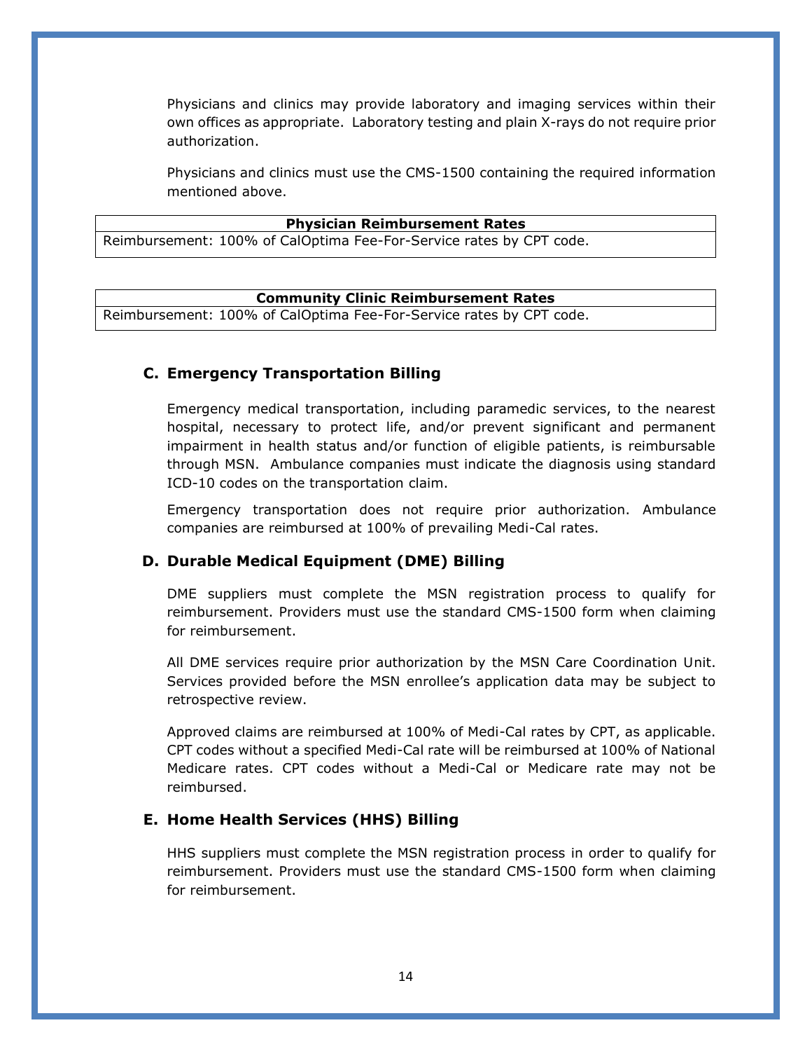Physicians and clinics may provide laboratory and imaging services within their own offices as appropriate. Laboratory testing and plain X-rays do not require prior authorization.

Physicians and clinics must use the CMS-1500 containing the required information mentioned above.

| Physician Reimbursement Rates |
| --- |
| Reimbursement: 100% of CalOptima Fee-For-Service rates by CPT code. |

| Community Clinic Reimbursement Rates |
| --- |
| Reimbursement: 100% of CalOptima Fee-For-Service rates by CPT code. |

### C. Emergency Transportation Billing

Emergency medical transportation, including paramedic services, to the nearest hospital, necessary to protect life, and/or prevent significant and permanent impairment in health status and/or function of eligible patients, is reimbursable through MSN. Ambulance companies must indicate the diagnosis using standard ICD-10 codes on the transportation claim.

Emergency transportation does not require prior authorization. Ambulance companies are reimbursed at 100% of prevailing Medi-Cal rates.

### D. Durable Medical Equipment (DME) Billing

DME suppliers must complete the MSN registration process to qualify for reimbursement. Providers must use the standard CMS-1500 form when claiming for reimbursement.

All DME services require prior authorization by the MSN Care Coordination Unit. Services provided before the MSN enrollee's application data may be subject to retrospective review.

Approved claims are reimbursed at 100% of Medi-Cal rates by CPT, as applicable. CPT codes without a specified Medi-Cal rate will be reimbursed at 100% of National Medicare rates. CPT codes without a Medi-Cal or Medicare rate may not be reimbursed.

### E. Home Health Services (HHS) Billing

HHS suppliers must complete the MSN registration process in order to qualify for reimbursement. Providers must use the standard CMS-1500 form when claiming for reimbursement.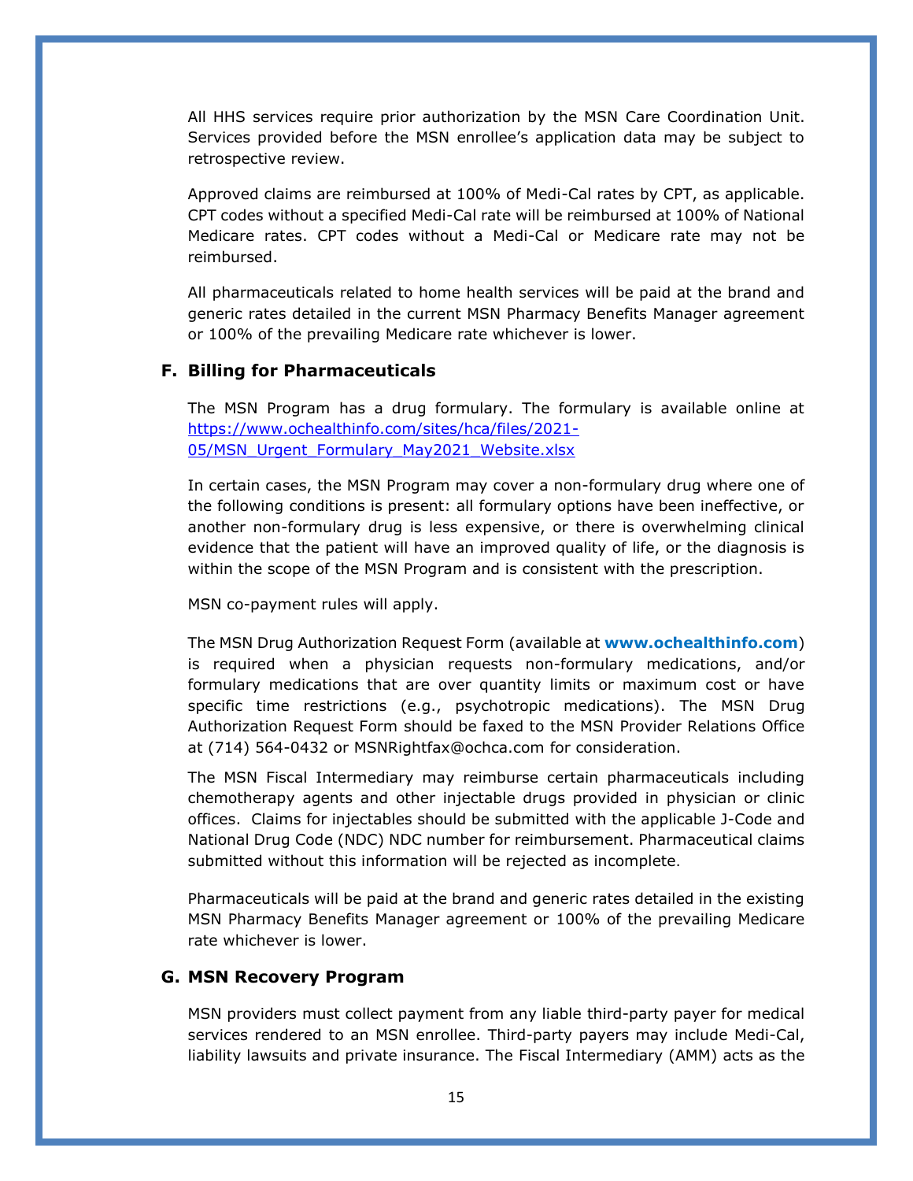All HHS services require prior authorization by the MSN Care Coordination Unit. Services provided before the MSN enrollee's application data may be subject to retrospective review.

Approved claims are reimbursed at 100% of Medi-Cal rates by CPT, as applicable. CPT codes without a specified Medi-Cal rate will be reimbursed at 100% of National Medicare rates. CPT codes without a Medi-Cal or Medicare rate may not be reimbursed.

All pharmaceuticals related to home health services will be paid at the brand and generic rates detailed in the current MSN Pharmacy Benefits Manager agreement or 100% of the prevailing Medicare rate whichever is lower.

## F. Billing for Pharmaceuticals

The MSN Program has a drug formulary. The formulary is available online at [https://www.ochealthinfo.com/sites/hca/files/2021-05/MSN_Urgent_Formulary_May2021_Website.xlsx](https://www.ochealthinfo.com/sites/hca/files/2021-05/MSN_Urgent_Formulary_May2021_Website.xlsx)

In certain cases, the MSN Program may cover a non-formulary drug where one of the following conditions is present: all formulary options have been ineffective, or another non-formulary drug is less expensive, or there is overwhelming clinical evidence that the patient will have an improved quality of life, or the diagnosis is within the scope of the MSN Program and is consistent with the prescription.

MSN co-payment rules will apply.

The MSN Drug Authorization Request Form (available at **www.ochealthinfo.com**) is required when a physician requests non-formulary medications, and/or formulary medications that are over quantity limits or maximum cost or have specific time restrictions (e.g., psychotropic medications). The MSN Drug Authorization Request Form should be faxed to the MSN Provider Relations Office at (714) 564-0432 or MSNRightfax@ochca.com for consideration.

The MSN Fiscal Intermediary may reimburse certain pharmaceuticals including chemotherapy agents and other injectable drugs provided in physician or clinic offices. Claims for injectables should be submitted with the applicable J-Code and National Drug Code (NDC) NDC number for reimbursement. Pharmaceutical claims submitted without this information will be rejected as incomplete.

Pharmaceuticals will be paid at the brand and generic rates detailed in the existing MSN Pharmacy Benefits Manager agreement or 100% of the prevailing Medicare rate whichever is lower.

## G. MSN Recovery Program

MSN providers must collect payment from any liable third-party payer for medical services rendered to an MSN enrollee. Third-party payers may include Medi-Cal, liability lawsuits and private insurance. The Fiscal Intermediary (AMM) acts as the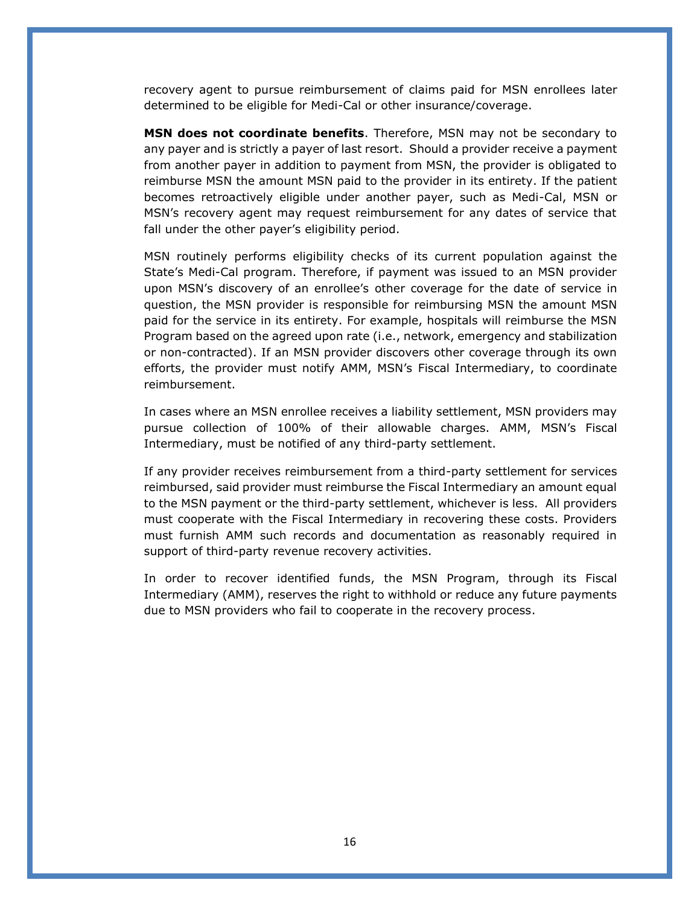recovery agent to pursue reimbursement of claims paid for MSN enrollees later determined to be eligible for Medi-Cal or other insurance/coverage.

**MSN does not coordinate benefits**. Therefore, MSN may not be secondary to any payer and is strictly a payer of last resort. Should a provider receive a payment from another payer in addition to payment from MSN, the provider is obligated to reimburse MSN the amount MSN paid to the provider in its entirety. If the patient becomes retroactively eligible under another payer, such as Medi-Cal, MSN or MSN's recovery agent may request reimbursement for any dates of service that fall under the other payer's eligibility period.

MSN routinely performs eligibility checks of its current population against the State's Medi-Cal program. Therefore, if payment was issued to an MSN provider upon MSN's discovery of an enrollee's other coverage for the date of service in question, the MSN provider is responsible for reimbursing MSN the amount MSN paid for the service in its entirety. For example, hospitals will reimburse the MSN Program based on the agreed upon rate (i.e., network, emergency and stabilization or non-contracted). If an MSN provider discovers other coverage through its own efforts, the provider must notify AMM, MSN's Fiscal Intermediary, to coordinate reimbursement.

In cases where an MSN enrollee receives a liability settlement, MSN providers may pursue collection of 100% of their allowable charges. AMM, MSN's Fiscal Intermediary, must be notified of any third-party settlement.

If any provider receives reimbursement from a third-party settlement for services reimbursed, said provider must reimburse the Fiscal Intermediary an amount equal to the MSN payment or the third-party settlement, whichever is less. All providers must cooperate with the Fiscal Intermediary in recovering these costs. Providers must furnish AMM such records and documentation as reasonably required in support of third-party revenue recovery activities.

In order to recover identified funds, the MSN Program, through its Fiscal Intermediary (AMM), reserves the right to withhold or reduce any future payments due to MSN providers who fail to cooperate in the recovery process.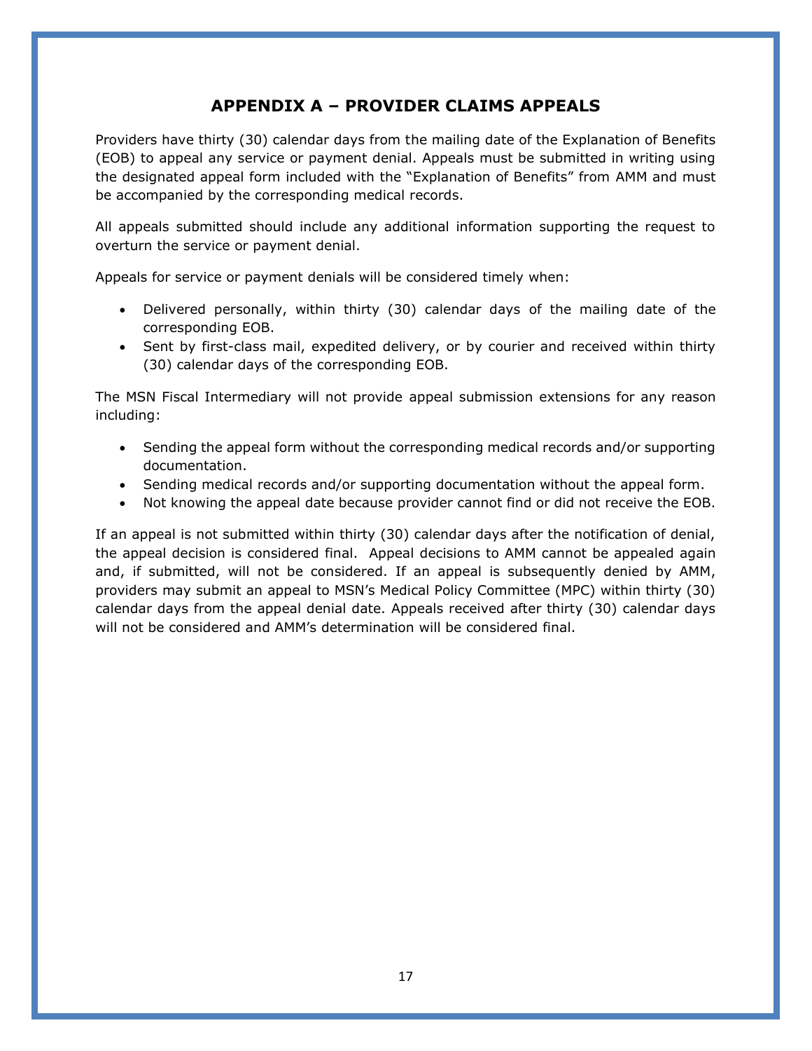## APPENDIX A – PROVIDER CLAIMS APPEALS

Providers have thirty (30) calendar days from the mailing date of the Explanation of Benefits (EOB) to appeal any service or payment denial. Appeals must be submitted in writing using the designated appeal form included with the "Explanation of Benefits" from AMM and must be accompanied by the corresponding medical records.

All appeals submitted should include any additional information supporting the request to overturn the service or payment denial.

Appeals for service or payment denials will be considered timely when:

- Delivered personally, within thirty (30) calendar days of the mailing date of the corresponding EOB.
- Sent by first-class mail, expedited delivery, or by courier and received within thirty (30) calendar days of the corresponding EOB.

The MSN Fiscal Intermediary will not provide appeal submission extensions for any reason including:

- Sending the appeal form without the corresponding medical records and/or supporting documentation.
- Sending medical records and/or supporting documentation without the appeal form.
- Not knowing the appeal date because provider cannot find or did not receive the EOB.

If an appeal is not submitted within thirty (30) calendar days after the notification of denial, the appeal decision is considered final. Appeal decisions to AMM cannot be appealed again and, if submitted, will not be considered. If an appeal is subsequently denied by AMM, providers may submit an appeal to MSN's Medical Policy Committee (MPC) within thirty (30) calendar days from the appeal denial date. Appeals received after thirty (30) calendar days will not be considered and AMM's determination will be considered final.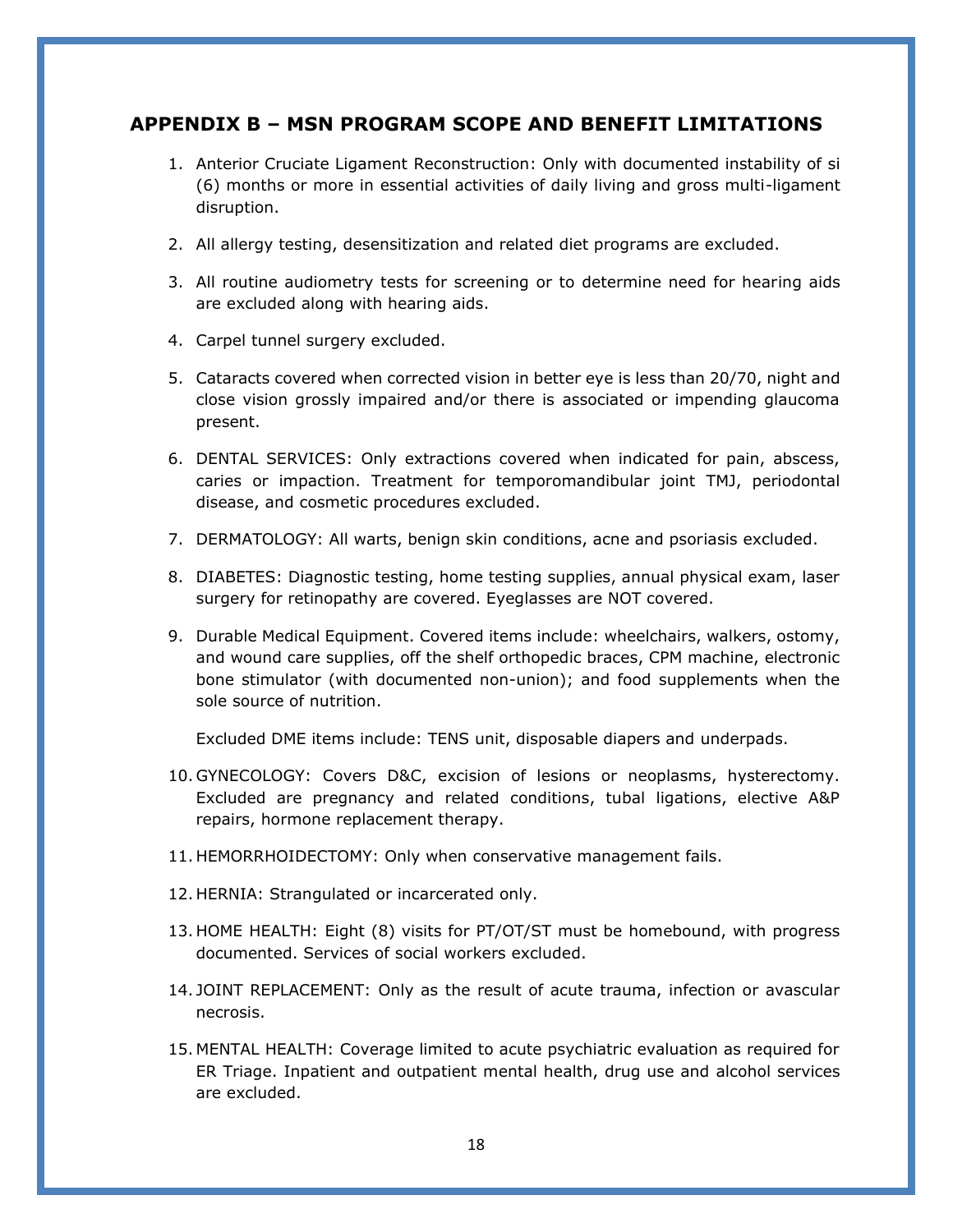## APPENDIX B – MSN PROGRAM SCOPE AND BENEFIT LIMITATIONS

1. Anterior Cruciate Ligament Reconstruction: Only with documented instability of si (6) months or more in essential activities of daily living and gross multi-ligament disruption.

2. All allergy testing, desensitization and related diet programs are excluded.

3. All routine audiometry tests for screening or to determine need for hearing aids are excluded along with hearing aids.

4. Carpel tunnel surgery excluded.

5. Cataracts covered when corrected vision in better eye is less than 20/70, night and close vision grossly impaired and/or there is associated or impending glaucoma present.

6. DENTAL SERVICES: Only extractions covered when indicated for pain, abscess, caries or impaction. Treatment for temporomandibular joint TMJ, periodontal disease, and cosmetic procedures excluded.

7. DERMATOLOGY: All warts, benign skin conditions, acne and psoriasis excluded.

8. DIABETES: Diagnostic testing, home testing supplies, annual physical exam, laser surgery for retinopathy are covered. Eyeglasses are NOT covered.

9. Durable Medical Equipment. Covered items include: wheelchairs, walkers, ostomy, and wound care supplies, off the shelf orthopedic braces, CPM machine, electronic bone stimulator (with documented non-union); and food supplements when the sole source of nutrition.

   Excluded DME items include: TENS unit, disposable diapers and underpads.

10. GYNECOLOGY: Covers D&C, excision of lesions or neoplasms, hysterectomy. Excluded are pregnancy and related conditions, tubal ligations, elective A&P repairs, hormone replacement therapy.

11. HEMORRHOIDECTOMY: Only when conservative management fails.

12. HERNIA: Strangulated or incarcerated only.

13. HOME HEALTH: Eight (8) visits for PT/OT/ST must be homebound, with progress documented. Services of social workers excluded.

14. JOINT REPLACEMENT: Only as the result of acute trauma, infection or avascular necrosis.

15. MENTAL HEALTH: Coverage limited to acute psychiatric evaluation as required for ER Triage. Inpatient and outpatient mental health, drug use and alcohol services are excluded.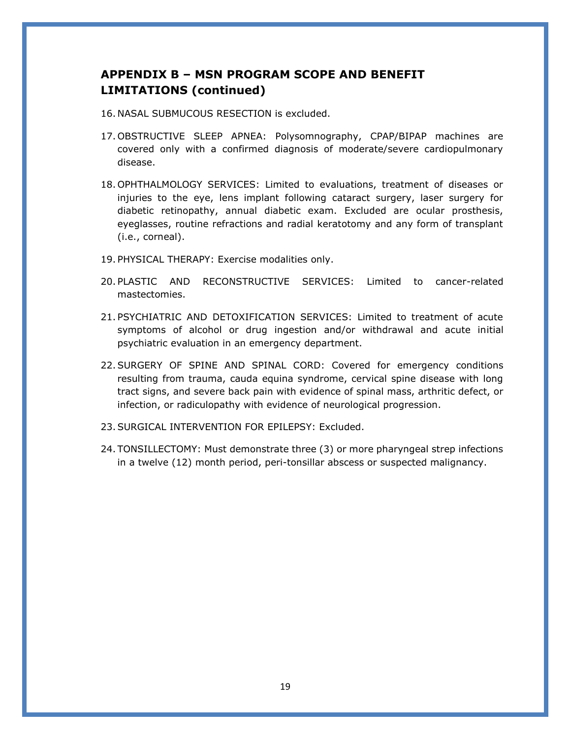## APPENDIX B – MSN PROGRAM SCOPE AND BENEFIT LIMITATIONS (continued)

16. NASAL SUBMUCOUS RESECTION is excluded.

17. OBSTRUCTIVE SLEEP APNEA: Polysomnography, CPAP/BIPAP machines are covered only with a confirmed diagnosis of moderate/severe cardiopulmonary disease.

18. OPHTHALMOLOGY SERVICES: Limited to evaluations, treatment of diseases or injuries to the eye, lens implant following cataract surgery, laser surgery for diabetic retinopathy, annual diabetic exam. Excluded are ocular prosthesis, eyeglasses, routine refractions and radial keratotomy and any form of transplant (i.e., corneal).

19. PHYSICAL THERAPY: Exercise modalities only.

20. PLASTIC AND RECONSTRUCTIVE SERVICES: Limited to cancer-related mastectomies.

21. PSYCHIATRIC AND DETOXIFICATION SERVICES: Limited to treatment of acute symptoms of alcohol or drug ingestion and/or withdrawal and acute initial psychiatric evaluation in an emergency department.

22. SURGERY OF SPINE AND SPINAL CORD: Covered for emergency conditions resulting from trauma, cauda equina syndrome, cervical spine disease with long tract signs, and severe back pain with evidence of spinal mass, arthritic defect, or infection, or radiculopathy with evidence of neurological progression.

23. SURGICAL INTERVENTION FOR EPILEPSY: Excluded.

24. TONSILLECTOMY: Must demonstrate three (3) or more pharyngeal strep infections in a twelve (12) month period, peri-tonsillar abscess or suspected malignancy.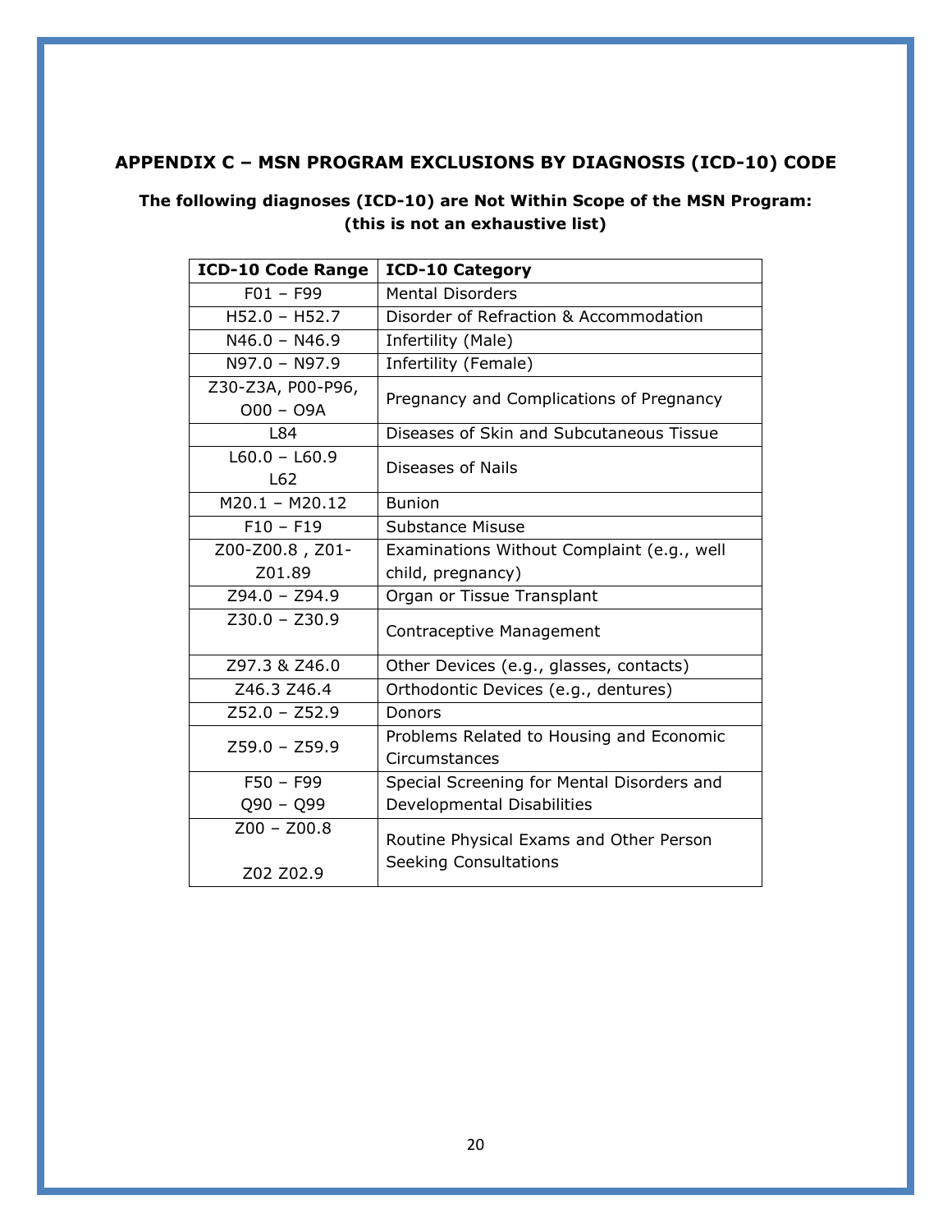## APPENDIX C – MSN PROGRAM EXCLUSIONS BY DIAGNOSIS (ICD-10) CODE

**The following diagnoses (ICD-10) are Not Within Scope of the MSN Program: (this is not an exhaustive list)**

| ICD-10 Code Range | ICD-10 Category |
|---|---|
| F01 – F99 | Mental Disorders |
| H52.0 – H52.7 | Disorder of Refraction & Accommodation |
| N46.0 – N46.9 | Infertility (Male) |
| N97.0 – N97.9 | Infertility (Female) |
| Z30-Z3A, P00-P96, O00 – O9A | Pregnancy and Complications of Pregnancy |
| L84 | Diseases of Skin and Subcutaneous Tissue |
| L60.0 – L60.9 L62 | Diseases of Nails |
| M20.1 – M20.12 | Bunion |
| F10 – F19 | Substance Misuse |
| Z00-Z00.8 , Z01-Z01.89 | Examinations Without Complaint (e.g., well child, pregnancy) |
| Z94.0 – Z94.9 | Organ or Tissue Transplant |
| Z30.0 – Z30.9 | Contraceptive Management |
| Z97.3 & Z46.0 | Other Devices (e.g., glasses, contacts) |
| Z46.3 Z46.4 | Orthodontic Devices (e.g., dentures) |
| Z52.0 – Z52.9 | Donors |
| Z59.0 – Z59.9 | Problems Related to Housing and Economic Circumstances |
| F50 – F99 Q90 – Q99 | Special Screening for Mental Disorders and Developmental Disabilities |
| Z00 – Z00.8 Z02 Z02.9 | Routine Physical Exams and Other Person Seeking Consultations |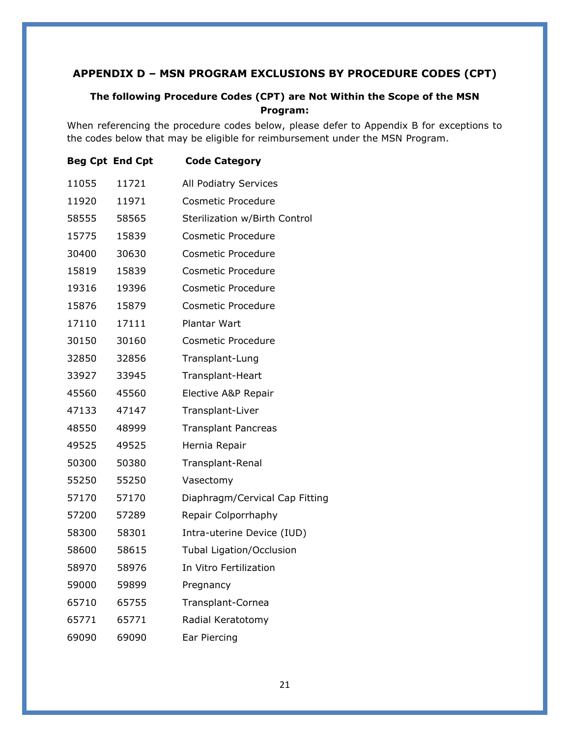## APPENDIX D – MSN PROGRAM EXCLUSIONS BY PROCEDURE CODES (CPT)

### The following Procedure Codes (CPT) are Not Within the Scope of the MSN Program:

When referencing the procedure codes below, please defer to Appendix B for exceptions to the codes below that may be eligible for reimbursement under the MSN Program.

| Beg Cpt | End Cpt | Code Category |
|---|---|---|
| 11055 | 11721 | All Podiatry Services |
| 11920 | 11971 | Cosmetic Procedure |
| 58555 | 58565 | Sterilization w/Birth Control |
| 15775 | 15839 | Cosmetic Procedure |
| 30400 | 30630 | Cosmetic Procedure |
| 15819 | 15839 | Cosmetic Procedure |
| 19316 | 19396 | Cosmetic Procedure |
| 15876 | 15879 | Cosmetic Procedure |
| 17110 | 17111 | Plantar Wart |
| 30150 | 30160 | Cosmetic Procedure |
| 32850 | 32856 | Transplant-Lung |
| 33927 | 33945 | Transplant-Heart |
| 45560 | 45560 | Elective A&P Repair |
| 47133 | 47147 | Transplant-Liver |
| 48550 | 48999 | Transplant Pancreas |
| 49525 | 49525 | Hernia Repair |
| 50300 | 50380 | Transplant-Renal |
| 55250 | 55250 | Vasectomy |
| 57170 | 57170 | Diaphragm/Cervical Cap Fitting |
| 57200 | 57289 | Repair Colporrhaphy |
| 58300 | 58301 | Intra-uterine Device (IUD) |
| 58600 | 58615 | Tubal Ligation/Occlusion |
| 58970 | 58976 | In Vitro Fertilization |
| 59000 | 59899 | Pregnancy |
| 65710 | 65755 | Transplant-Cornea |
| 65771 | 65771 | Radial Keratotomy |
| 69090 | 69090 | Ear Piercing |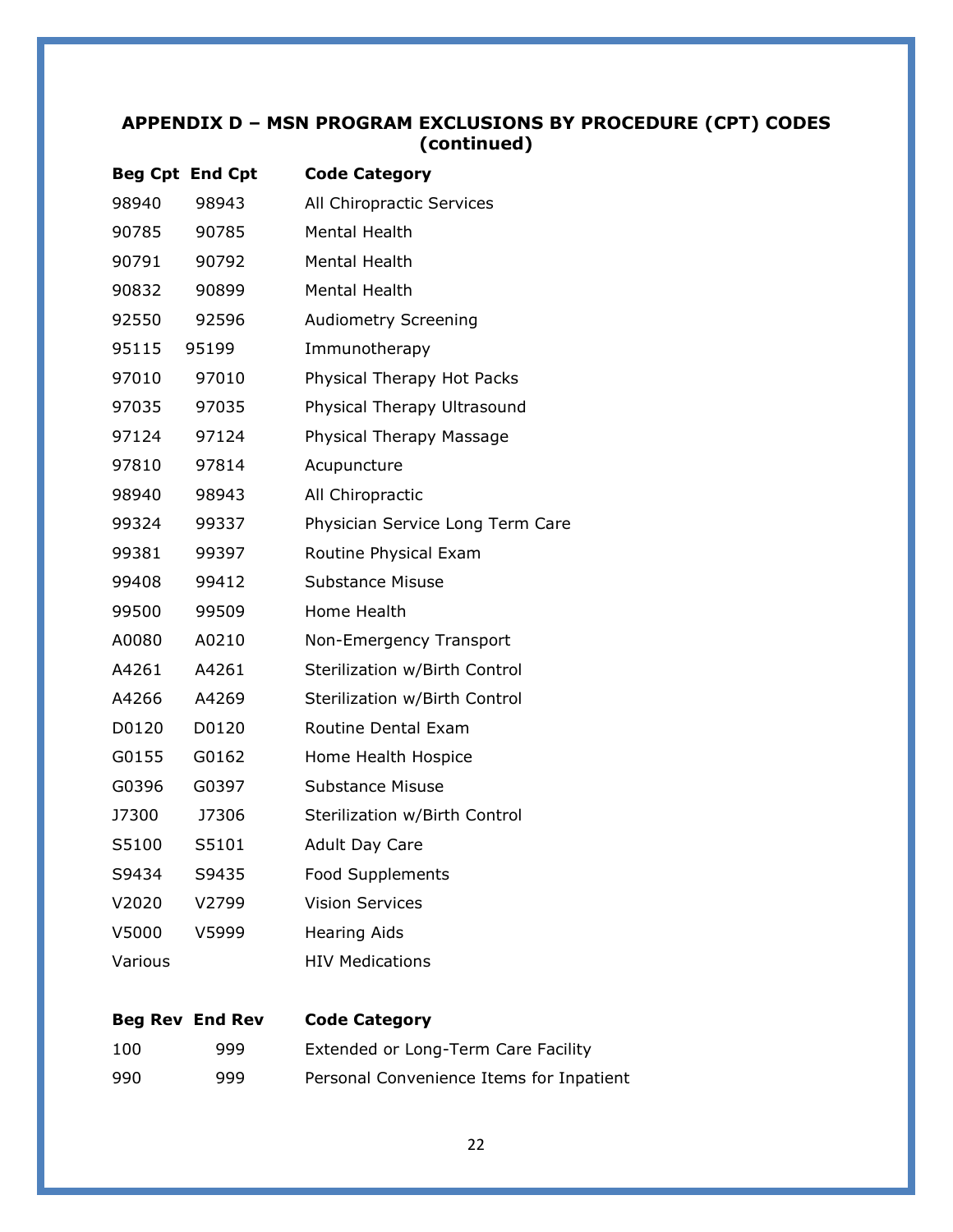## APPENDIX D – MSN PROGRAM EXCLUSIONS BY PROCEDURE (CPT) CODES (continued)

| Beg Cpt | End Cpt | Code Category |
|---|---|---|
| 98940 | 98943 | All Chiropractic Services |
| 90785 | 90785 | Mental Health |
| 90791 | 90792 | Mental Health |
| 90832 | 90899 | Mental Health |
| 92550 | 92596 | Audiometry Screening |
| 95115 | 95199 | Immunotherapy |
| 97010 | 97010 | Physical Therapy Hot Packs |
| 97035 | 97035 | Physical Therapy Ultrasound |
| 97124 | 97124 | Physical Therapy Massage |
| 97810 | 97814 | Acupuncture |
| 98940 | 98943 | All Chiropractic |
| 99324 | 99337 | Physician Service Long Term Care |
| 99381 | 99397 | Routine Physical Exam |
| 99408 | 99412 | Substance Misuse |
| 99500 | 99509 | Home Health |
| A0080 | A0210 | Non-Emergency Transport |
| A4261 | A4261 | Sterilization w/Birth Control |
| A4266 | A4269 | Sterilization w/Birth Control |
| D0120 | D0120 | Routine Dental Exam |
| G0155 | G0162 | Home Health Hospice |
| G0396 | G0397 | Substance Misuse |
| J7300 | J7306 | Sterilization w/Birth Control |
| S5100 | S5101 | Adult Day Care |
| S9434 | S9435 | Food Supplements |
| V2020 | V2799 | Vision Services |
| V5000 | V5999 | Hearing Aids |
| Various | | HIV Medications |

| Beg Rev | End Rev | Code Category |
|---|---|---|
| 100 | 999 | Extended or Long-Term Care Facility |
| 990 | 999 | Personal Convenience Items for Inpatient |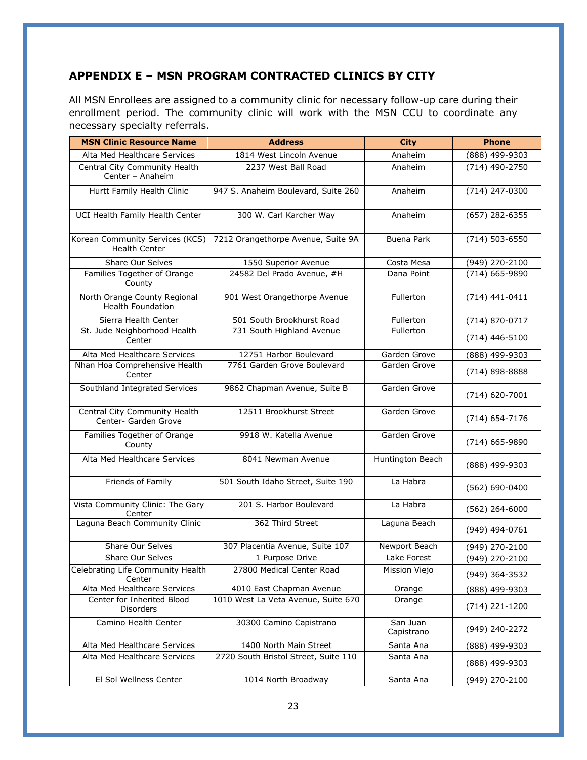## APPENDIX E – MSN PROGRAM CONTRACTED CLINICS BY CITY

All MSN Enrollees are assigned to a community clinic for necessary follow-up care during their enrollment period. The community clinic will work with the MSN CCU to coordinate any necessary specialty referrals.

| MSN Clinic Resource Name | Address | City | Phone |
|---|---|---|---|
| Alta Med Healthcare Services | 1814 West Lincoln Avenue | Anaheim | (888) 499-9303 |
| Central City Community Health Center – Anaheim | 2237 West Ball Road | Anaheim | (714) 490-2750 |
| Hurtt Family Health Clinic | 947 S. Anaheim Boulevard, Suite 260 | Anaheim | (714) 247-0300 |
| UCI Health Family Health Center | 300 W. Carl Karcher Way | Anaheim | (657) 282-6355 |
| Korean Community Services (KCS) Health Center | 7212 Orangethorpe Avenue, Suite 9A | Buena Park | (714) 503-6550 |
| Share Our Selves | 1550 Superior Avenue | Costa Mesa | (949) 270-2100 |
| Families Together of Orange County | 24582 Del Prado Avenue, #H | Dana Point | (714) 665-9890 |
| North Orange County Regional Health Foundation | 901 West Orangethorpe Avenue | Fullerton | (714) 441-0411 |
| Sierra Health Center | 501 South Brookhurst Road | Fullerton | (714) 870-0717 |
| St. Jude Neighborhood Health Center | 731 South Highland Avenue | Fullerton | (714) 446-5100 |
| Alta Med Healthcare Services | 12751 Harbor Boulevard | Garden Grove | (888) 499-9303 |
| Nhan Hoa Comprehensive Health Center | 7761 Garden Grove Boulevard | Garden Grove | (714) 898-8888 |
| Southland Integrated Services | 9862 Chapman Avenue, Suite B | Garden Grove | (714) 620-7001 |
| Central City Community Health Center- Garden Grove | 12511 Brookhurst Street | Garden Grove | (714) 654-7176 |
| Families Together of Orange County | 9918 W. Katella Avenue | Garden Grove | (714) 665-9890 |
| Alta Med Healthcare Services | 8041 Newman Avenue | Huntington Beach | (888) 499-9303 |
| Friends of Family | 501 South Idaho Street, Suite 190 | La Habra | (562) 690-0400 |
| Vista Community Clinic: The Gary Center | 201 S. Harbor Boulevard | La Habra | (562) 264-6000 |
| Laguna Beach Community Clinic | 362 Third Street | Laguna Beach | (949) 494-0761 |
| Share Our Selves | 307 Placentia Avenue, Suite 107 | Newport Beach | (949) 270-2100 |
| Share Our Selves | 1 Purpose Drive | Lake Forest | (949) 270-2100 |
| Celebrating Life Community Health Center | 27800 Medical Center Road | Mission Viejo | (949) 364-3532 |
| Alta Med Healthcare Services | 4010 East Chapman Avenue | Orange | (888) 499-9303 |
| Center for Inherited Blood Disorders | 1010 West La Veta Avenue, Suite 670 | Orange | (714) 221-1200 |
| Camino Health Center | 30300 Camino Capistrano | San Juan Capistrano | (949) 240-2272 |
| Alta Med Healthcare Services | 1400 North Main Street | Santa Ana | (888) 499-9303 |
| Alta Med Healthcare Services | 2720 South Bristol Street, Suite 110 | Santa Ana | (888) 499-9303 |
| El Sol Wellness Center | 1014 North Broadway | Santa Ana | (949) 270-2100 |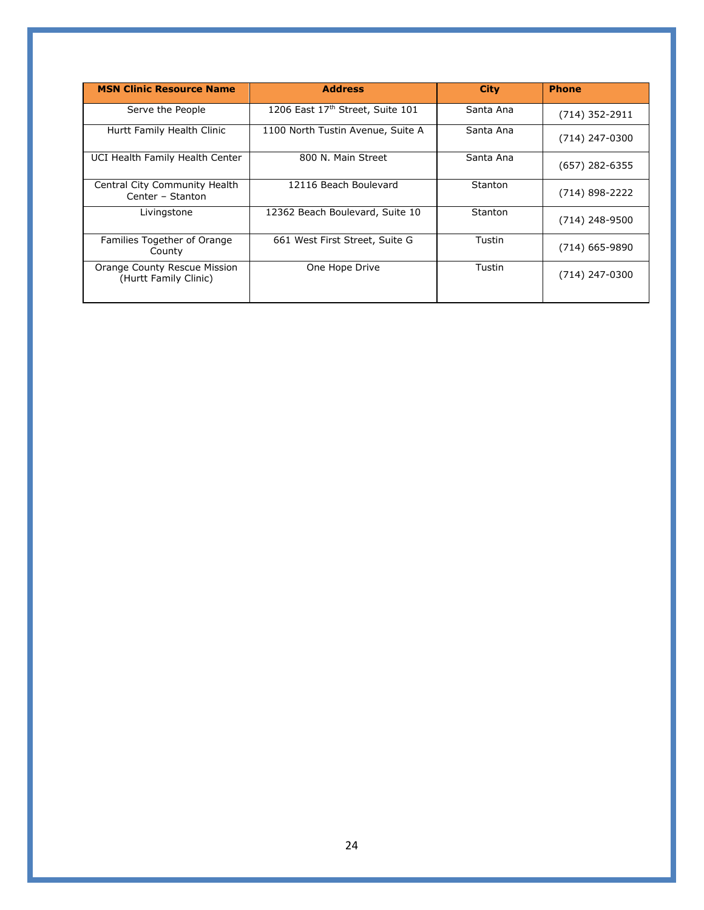| MSN Clinic Resource Name | Address | City | Phone |
| --- | --- | --- | --- |
| Serve the People | 1206 East 17th Street, Suite 101 | Santa Ana | (714) 352-2911 |
| Hurtt Family Health Clinic | 1100 North Tustin Avenue, Suite A | Santa Ana | (714) 247-0300 |
| UCI Health Family Health Center | 800 N. Main Street | Santa Ana | (657) 282-6355 |
| Central City Community Health Center – Stanton | 12116 Beach Boulevard | Stanton | (714) 898-2222 |
| Livingstone | 12362 Beach Boulevard, Suite 10 | Stanton | (714) 248-9500 |
| Families Together of Orange County | 661 West First Street, Suite G | Tustin | (714) 665-9890 |
| Orange County Rescue Mission (Hurtt Family Clinic) | One Hope Drive | Tustin | (714) 247-0300 |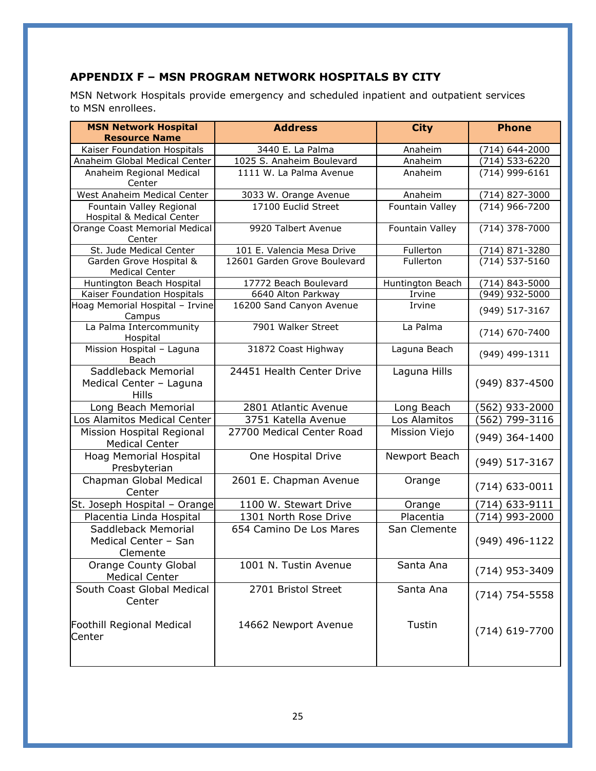## APPENDIX F – MSN PROGRAM NETWORK HOSPITALS BY CITY

MSN Network Hospitals provide emergency and scheduled inpatient and outpatient services to MSN enrollees.

| MSN Network Hospital Resource Name | Address | City | Phone |
|---|---|---|---|
| Kaiser Foundation Hospitals | 3440 E. La Palma | Anaheim | (714) 644-2000 |
| Anaheim Global Medical Center | 1025 S. Anaheim Boulevard | Anaheim | (714) 533-6220 |
| Anaheim Regional Medical Center | 1111 W. La Palma Avenue | Anaheim | (714) 999-6161 |
| West Anaheim Medical Center | 3033 W. Orange Avenue | Anaheim | (714) 827-3000 |
| Fountain Valley Regional Hospital & Medical Center | 17100 Euclid Street | Fountain Valley | (714) 966-7200 |
| Orange Coast Memorial Medical Center | 9920 Talbert Avenue | Fountain Valley | (714) 378-7000 |
| St. Jude Medical Center | 101 E. Valencia Mesa Drive | Fullerton | (714) 871-3280 |
| Garden Grove Hospital & Medical Center | 12601 Garden Grove Boulevard | Fullerton | (714) 537-5160 |
| Huntington Beach Hospital | 17772 Beach Boulevard | Huntington Beach | (714) 843-5000 |
| Kaiser Foundation Hospitals | 6640 Alton Parkway | Irvine | (949) 932-5000 |
| Hoag Memorial Hospital – Irvine Campus | 16200 Sand Canyon Avenue | Irvine | (949) 517-3167 |
| La Palma Intercommunity Hospital | 7901 Walker Street | La Palma | (714) 670-7400 |
| Mission Hospital – Laguna Beach | 31872 Coast Highway | Laguna Beach | (949) 499-1311 |
| Saddleback Memorial Medical Center – Laguna Hills | 24451 Health Center Drive | Laguna Hills | (949) 837-4500 |
| Long Beach Memorial | 2801 Atlantic Avenue | Long Beach | (562) 933-2000 |
| Los Alamitos Medical Center | 3751 Katella Avenue | Los Alamitos | (562) 799-3116 |
| Mission Hospital Regional Medical Center | 27700 Medical Center Road | Mission Viejo | (949) 364-1400 |
| Hoag Memorial Hospital Presbyterian | One Hospital Drive | Newport Beach | (949) 517-3167 |
| Chapman Global Medical Center | 2601 E. Chapman Avenue | Orange | (714) 633-0011 |
| St. Joseph Hospital – Orange | 1100 W. Stewart Drive | Orange | (714) 633-9111 |
| Placentia Linda Hospital | 1301 North Rose Drive | Placentia | (714) 993-2000 |
| Saddleback Memorial Medical Center – San Clemente | 654 Camino De Los Mares | San Clemente | (949) 496-1122 |
| Orange County Global Medical Center | 1001 N. Tustin Avenue | Santa Ana | (714) 953-3409 |
| South Coast Global Medical Center | 2701 Bristol Street | Santa Ana | (714) 754-5558 |
| Foothill Regional Medical Center | 14662 Newport Avenue | Tustin | (714) 619-7700 |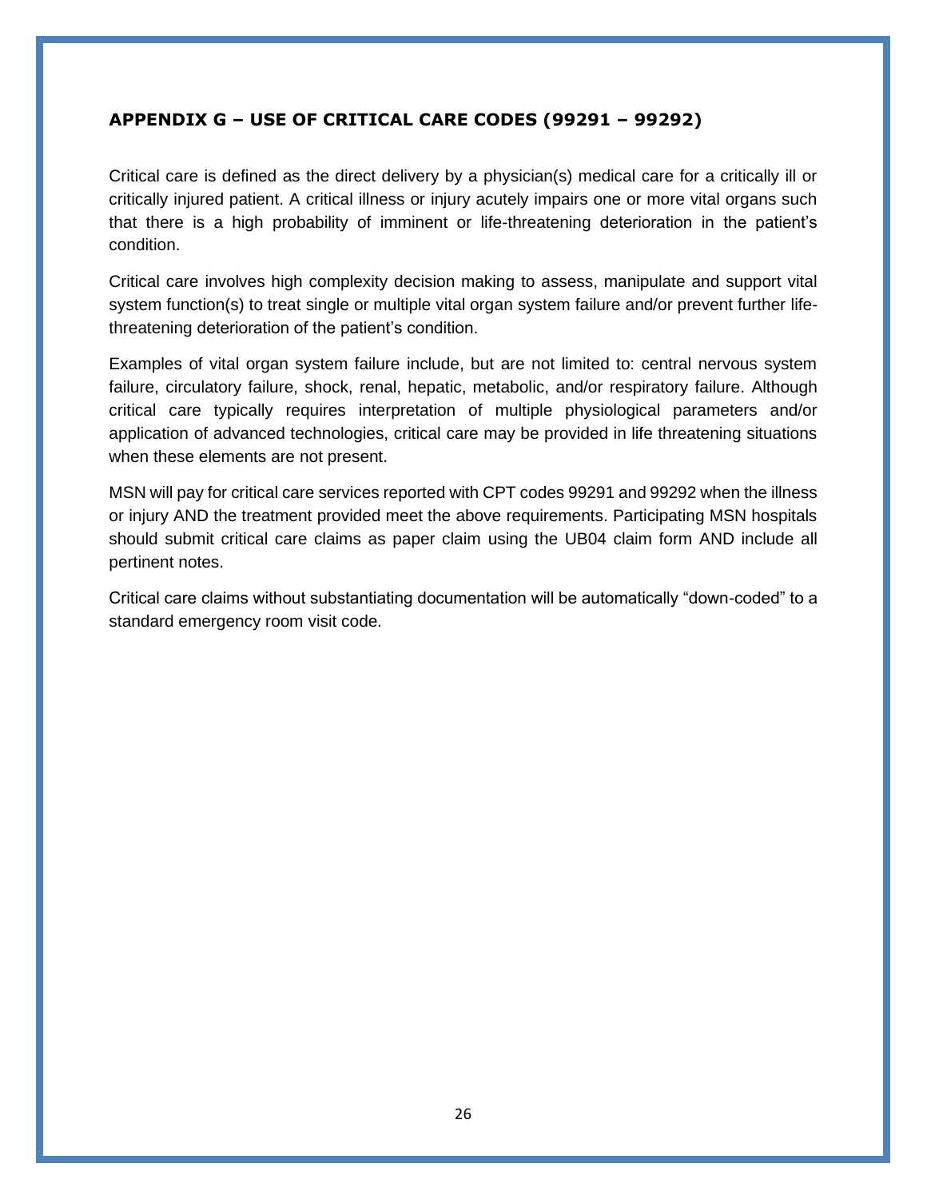## APPENDIX G – USE OF CRITICAL CARE CODES (99291 – 99292)

Critical care is defined as the direct delivery by a physician(s) medical care for a critically ill or critically injured patient. A critical illness or injury acutely impairs one or more vital organs such that there is a high probability of imminent or life-threatening deterioration in the patient's condition.

Critical care involves high complexity decision making to assess, manipulate and support vital system function(s) to treat single or multiple vital organ system failure and/or prevent further life-threatening deterioration of the patient's condition.

Examples of vital organ system failure include, but are not limited to: central nervous system failure, circulatory failure, shock, renal, hepatic, metabolic, and/or respiratory failure. Although critical care typically requires interpretation of multiple physiological parameters and/or application of advanced technologies, critical care may be provided in life threatening situations when these elements are not present.

MSN will pay for critical care services reported with CPT codes 99291 and 99292 when the illness or injury AND the treatment provided meet the above requirements. Participating MSN hospitals should submit critical care claims as paper claim using the UB04 claim form AND include all pertinent notes.

Critical care claims without substantiating documentation will be automatically "down-coded" to a standard emergency room visit code.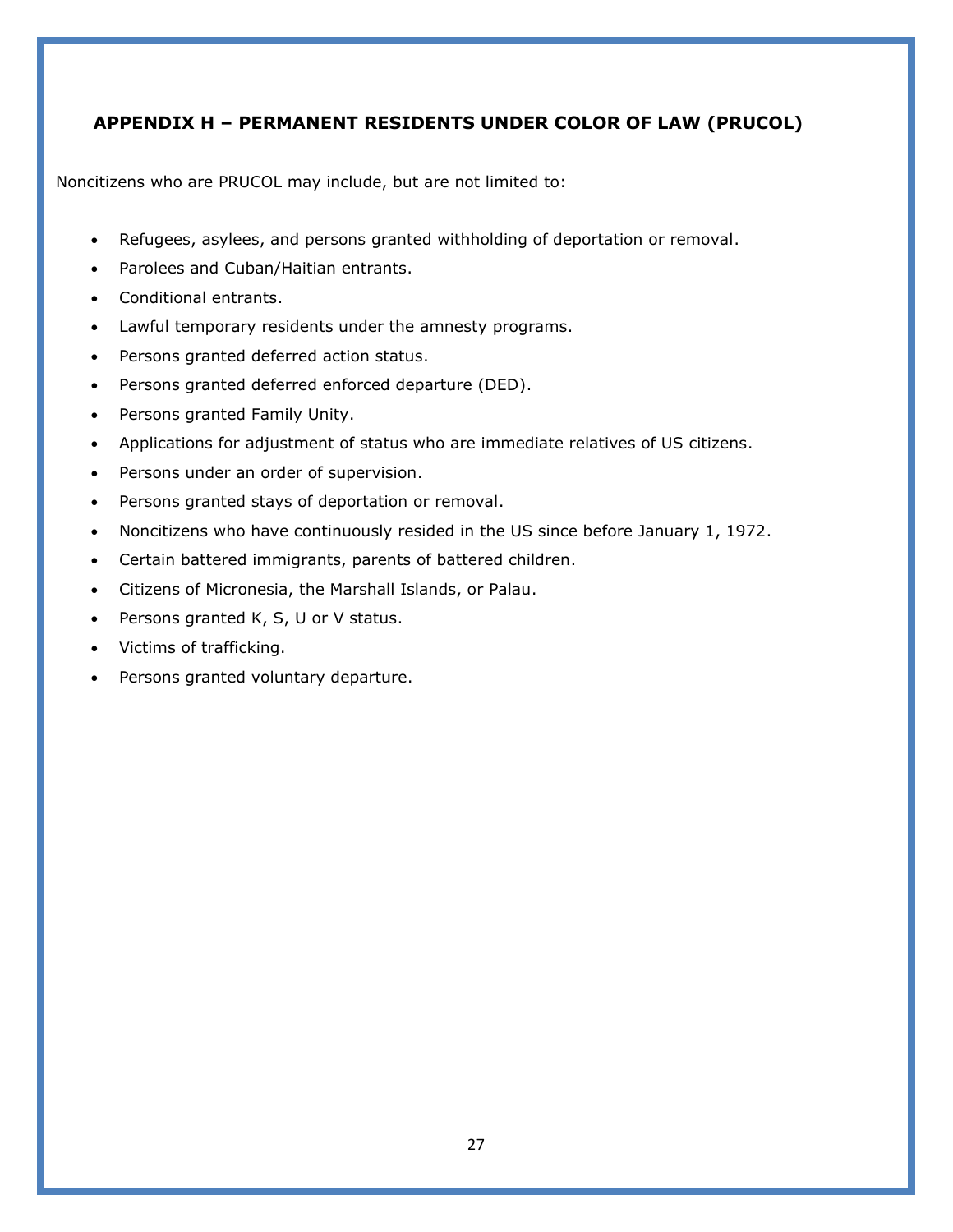## APPENDIX H – PERMANENT RESIDENTS UNDER COLOR OF LAW (PRUCOL)

Noncitizens who are PRUCOL may include, but are not limited to:

- Refugees, asylees, and persons granted withholding of deportation or removal.
- Parolees and Cuban/Haitian entrants.
- Conditional entrants.
- Lawful temporary residents under the amnesty programs.
- Persons granted deferred action status.
- Persons granted deferred enforced departure (DED).
- Persons granted Family Unity.
- Applications for adjustment of status who are immediate relatives of US citizens.
- Persons under an order of supervision.
- Persons granted stays of deportation or removal.
- Noncitizens who have continuously resided in the US since before January 1, 1972.
- Certain battered immigrants, parents of battered children.
- Citizens of Micronesia, the Marshall Islands, or Palau.
- Persons granted K, S, U or V status.
- Victims of trafficking.
- Persons granted voluntary departure.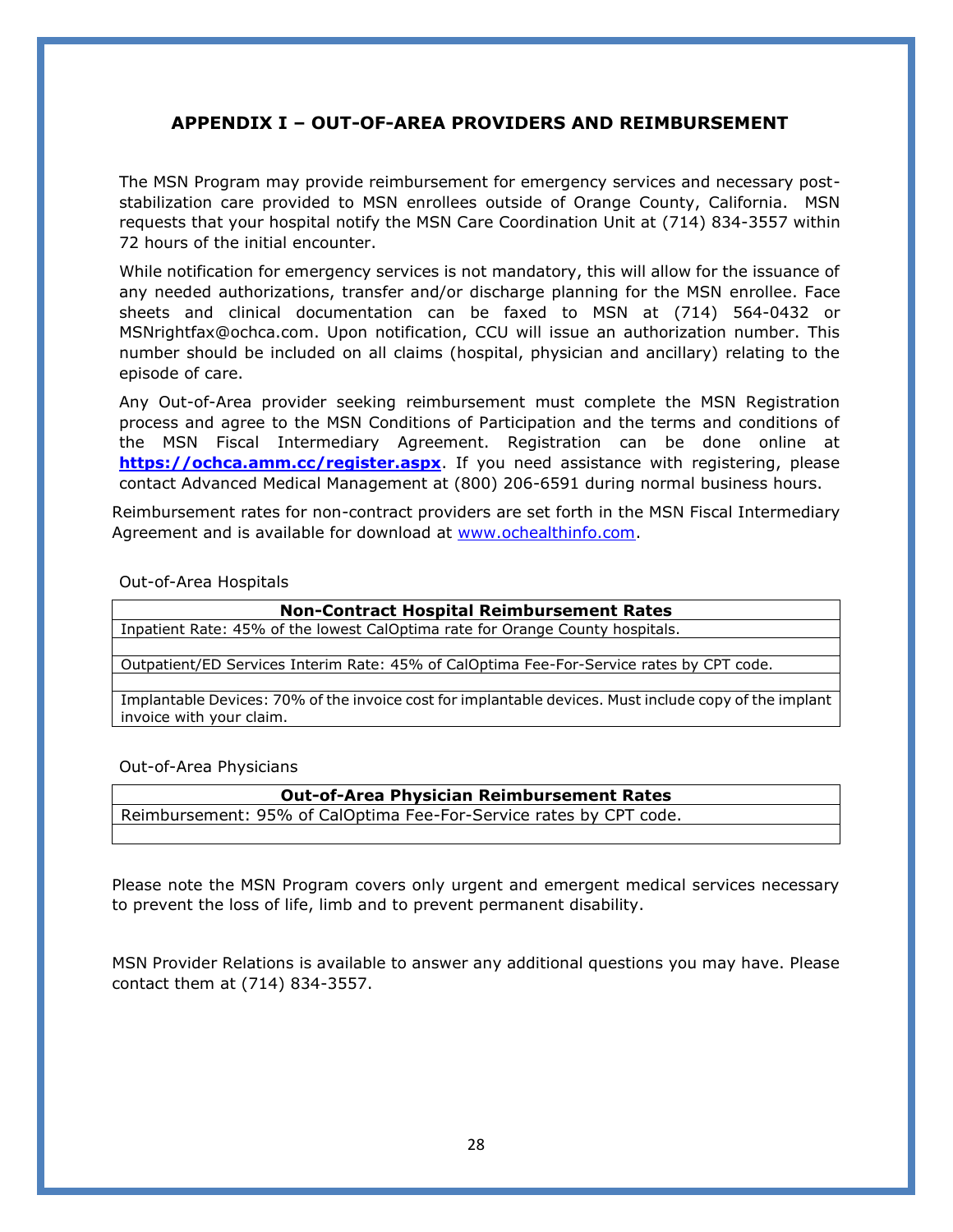## APPENDIX I – OUT-OF-AREA PROVIDERS AND REIMBURSEMENT

The MSN Program may provide reimbursement for emergency services and necessary post-stabilization care provided to MSN enrollees outside of Orange County, California. MSN requests that your hospital notify the MSN Care Coordination Unit at (714) 834-3557 within 72 hours of the initial encounter.

While notification for emergency services is not mandatory, this will allow for the issuance of any needed authorizations, transfer and/or discharge planning for the MSN enrollee. Face sheets and clinical documentation can be faxed to MSN at (714) 564-0432 or MSNrightfax@ochca.com. Upon notification, CCU will issue an authorization number. This number should be included on all claims (hospital, physician and ancillary) relating to the episode of care.

Any Out-of-Area provider seeking reimbursement must complete the MSN Registration process and agree to the MSN Conditions of Participation and the terms and conditions of the MSN Fiscal Intermediary Agreement. Registration can be done online at **https://ochca.amm.cc/register.aspx**. If you need assistance with registering, please contact Advanced Medical Management at (800) 206-6591 during normal business hours.

Reimbursement rates for non-contract providers are set forth in the MSN Fiscal Intermediary Agreement and is available for download at www.ochealthinfo.com.

Out-of-Area Hospitals

| **Non-Contract Hospital Reimbursement Rates** |
|---|
| Inpatient Rate: 45% of the lowest CalOptima rate for Orange County hospitals. |
| |
| Outpatient/ED Services Interim Rate: 45% of CalOptima Fee-For-Service rates by CPT code. |
| |
| Implantable Devices: 70% of the invoice cost for implantable devices. Must include copy of the implant invoice with your claim. |

Out-of-Area Physicians

| **Out-of-Area Physician Reimbursement Rates** |
|---|
| Reimbursement: 95% of CalOptima Fee-For-Service rates by CPT code. |
| |

Please note the MSN Program covers only urgent and emergent medical services necessary to prevent the loss of life, limb and to prevent permanent disability.

MSN Provider Relations is available to answer any additional questions you may have. Please contact them at (714) 834-3557.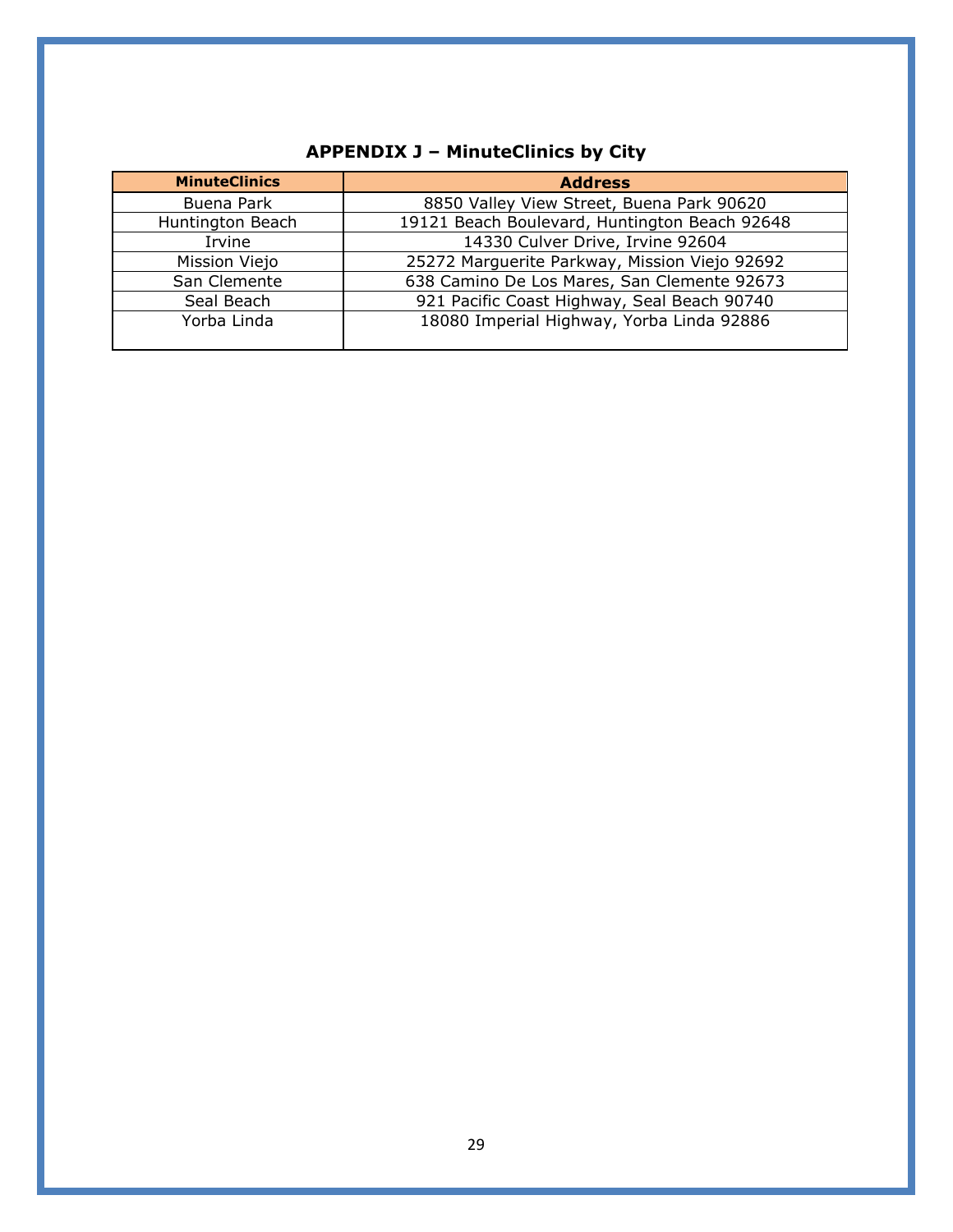## APPENDIX J – MinuteClinics by City

| MinuteClinics | Address |
|---|---|
| Buena Park | 8850 Valley View Street, Buena Park 90620 |
| Huntington Beach | 19121 Beach Boulevard, Huntington Beach 92648 |
| Irvine | 14330 Culver Drive, Irvine 92604 |
| Mission Viejo | 25272 Marguerite Parkway, Mission Viejo 92692 |
| San Clemente | 638 Camino De Los Mares, San Clemente 92673 |
| Seal Beach | 921 Pacific Coast Highway, Seal Beach 90740 |
| Yorba Linda | 18080 Imperial Highway, Yorba Linda 92886 |